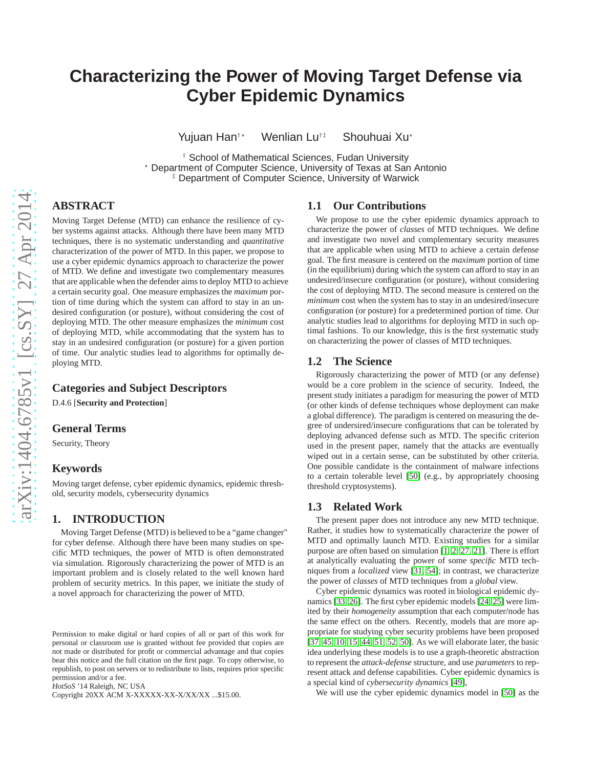# Characterizing the Power of Moving Target Defense via Cyber Epidemic Dynamics

Yujuan Han[†⋆] Wenlian Lu[†‡] Shouhuai Xu[⋆]

[†] School of Mathematical Sciences, Fudan University
[⋆] Department of Computer Science, University of Texas at San Antonio
[‡] Department of Computer Science, University of Warwick

## ABSTRACT

Moving Target Defense (MTD) can enhance the resilience of cyber systems against attacks. Although there have been many MTD techniques, there is no systematic understanding and *quantitative* characterization of the power of MTD. In this paper, we propose to use a cyber epidemic dynamics approach to characterize the power of MTD. We define and investigate two complementary measures that are applicable when the defender aims to deploy MTD to achieve a certain security goal. One measure emphasizes the *maximum* portion of time during which the system can afford to stay in an undesired configuration (or posture), without considering the cost of deploying MTD. The other measure emphasizes the *minimum* cost of deploying MTD, while accommodating that the system has to stay in an undesired configuration (or posture) for a given portion of time. Our analytic studies lead to algorithms for optimally deploying MTD.

## Categories and Subject Descriptors

D.4.6 [**Security and Protection**]

## General Terms

Security, Theory

## Keywords

Moving target defense, cyber epidemic dynamics, epidemic threshold, security models, cybersecurity dynamics

## 1. INTRODUCTION

Moving Target Defense (MTD) is believed to be a "game changer" for cyber defense. Although there have been many studies on specific MTD techniques, the power of MTD is often demonstrated via simulation. Rigorously characterizing the power of MTD is an important problem and is closely related to the well known hard problem of security metrics. In this paper, we initiate the study of a novel approach for characterizing the power of MTD.

Permission to make digital or hard copies of all or part of this work for personal or classroom use is granted without fee provided that copies are not made or distributed for profit or commercial advantage and that copies bear this notice and the full citation on the first page. To copy otherwise, to republish, to post on servers or to redistribute to lists, requires prior specific permission and/or a fee.
*HotSoS* '14 Raleigh, NC USA
Copyright 20XX ACM X-XXXXX-XX-X/XX/XX ...$15.00.

### 1.1 Our Contributions

We propose to use the cyber epidemic dynamics approach to characterize the power of *classes* of MTD techniques. We define and investigate two novel and complementary security measures that are applicable when using MTD to achieve a certain defense goal. The first measure is centered on the *maximum* portion of time (in the equilibrium) during which the system can afford to stay in an undesired/insecure configuration (or posture), without considering the cost of deploying MTD. The second measure is centered on the *minimum* cost when the system has to stay in an undesired/insecure configuration (or posture) for a predetermined portion of time. Our analytic studies lead to algorithms for deploying MTD in such optimal fashions. To our knowledge, this is the first systematic study on characterizing the power of classes of MTD techniques.

### 1.2 The Science

Rigorously characterizing the power of MTD (or any defense) would be a core problem in the science of security. Indeed, the present study initiates a paradigm for measuring the power of MTD (or other kinds of defense techniques whose deployment can make a global difference). The paradigm is centered on measuring the degree of undersired/insecure configurations that can be tolerated by deploying advanced defense such as MTD. The specific criterion used in the present paper, namely that the attacks are eventually wiped out in a certain sense, can be substituted by other criteria. One possible candidate is the containment of malware infections to a certain tolerable level [50] (e.g., by appropriately choosing threshold cryptosystems).

### 1.3 Related Work

The present paper does not introduce any new MTD technique. Rather, it studies how to systematically characterize the power of MTD and optimally launch MTD. Existing studies for a similar purpose are often based on simulation [1, 2, 27, 21]. There is effort at analytically evaluating the power of some *specific* MTD techniques from a *localized* view [31, 54]; in contrast, we characterize the power of *classes* of MTD techniques from a *global* view.

Cyber epidemic dynamics was rooted in biological epidemic dynamics [33, 26]. The first cyber epidemic models [24, 25] were limited by their *homogeneity* assumption that each computer/node has the same effect on the others. Recently, models that are more appropriate for studying cyber security problems have been proposed [37, 45, 10, 15, 44, 51, 52, 50]. As we will elaborate later, the basic idea underlying these models is to use a graph-theoretic abstraction to represent the *attack-defense* structure, and use *parameters* to represent attack and defense capabilities. Cyber epidemic dynamics is a special kind of *cybersecurity dynamics* [49],

We will use the cyber epidemic dynamics model in [50] as the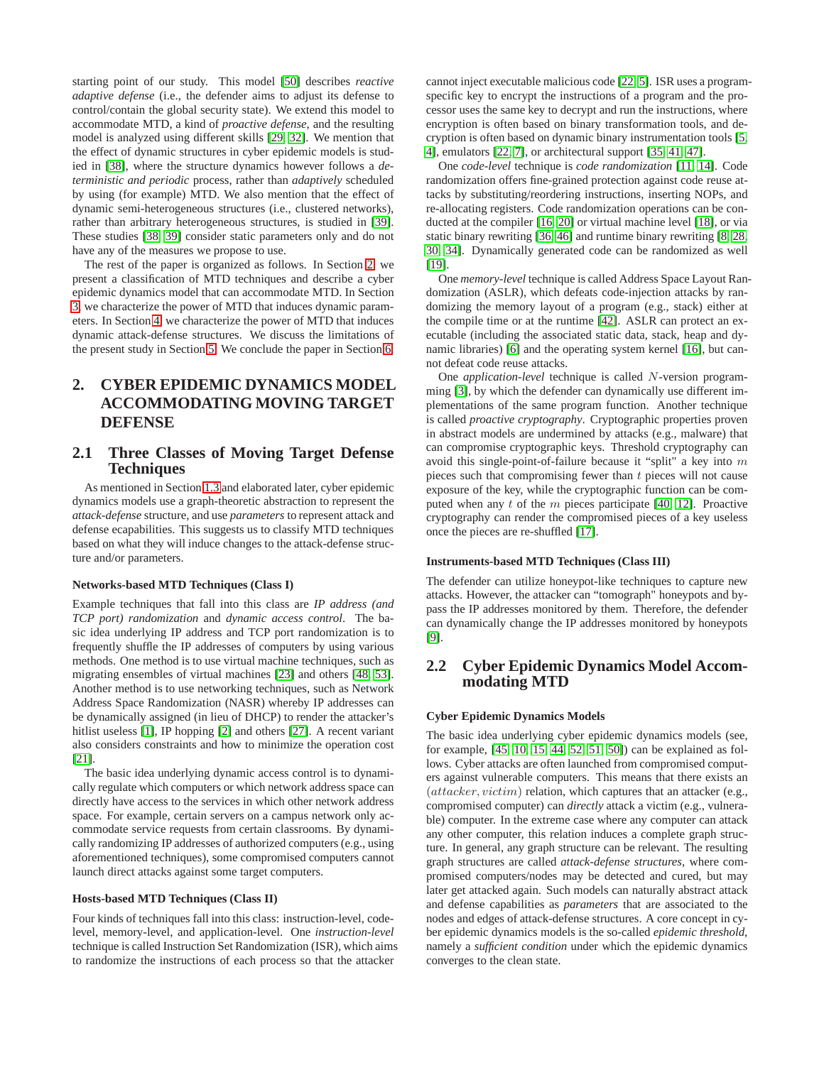starting point of our study. This model [50] describes *reactive adaptive defense* (i.e., the defender aims to adjust its defense to control/contain the global security state). We extend this model to accommodate MTD, a kind of *proactive defense*, and the resulting model is analyzed using different skills [29, 32]. We mention that the effect of dynamic structures in cyber epidemic models is studied in [38], where the structure dynamics however follows a *deterministic and periodic* process, rather than *adaptively* scheduled by using (for example) MTD. We also mention that the effect of dynamic semi-heterogeneous structures (i.e., clustered networks), rather than arbitrary heterogeneous structures, is studied in [39]. These studies [38, 39] consider static parameters only and do not have any of the measures we propose to use.

The rest of the paper is organized as follows. In Section 2, we present a classification of MTD techniques and describe a cyber epidemic dynamics model that can accommodate MTD. In Section 3, we characterize the power of MTD that induces dynamic parameters. In Section 4, we characterize the power of MTD that induces dynamic attack-defense structures. We discuss the limitations of the present study in Section 5. We conclude the paper in Section 6.

# 2. CYBER EPIDEMIC DYNAMICS MODEL ACCOMMODATING MOVING TARGET DEFENSE

## 2.1 Three Classes of Moving Target Defense Techniques

As mentioned in Section 1.3 and elaborated later, cyber epidemic dynamics models use a graph-theoretic abstraction to represent the *attack-defense* structure, and use *parameters* to represent attack and defense ecapabilities. This suggests us to classify MTD techniques based on what they will induce changes to the attack-defense structure and/or parameters.

### Networks-based MTD Techniques (Class I)

Example techniques that fall into this class are *IP address (and TCP port) randomization* and *dynamic access control*. The basic idea underlying IP address and TCP port randomization is to frequently shuffle the IP addresses of computers by using various methods. One method is to use virtual machine techniques, such as migrating ensembles of virtual machines [23] and others [48, 53]. Another method is to use networking techniques, such as Network Address Space Randomization (NASR) whereby IP addresses can be dynamically assigned (in lieu of DHCP) to render the attacker's hitlist useless [1], IP hopping [2] and others [27]. A recent variant also considers constraints and how to minimize the operation cost [21].

The basic idea underlying dynamic access control is to dynamically regulate which computers or which network address space can directly have access to the services in which other network address space. For example, certain servers on a campus network only accommodate service requests from certain classrooms. By dynamically randomizing IP addresses of authorized computers (e.g., using aforementioned techniques), some compromised computers cannot launch direct attacks against some target computers.

### Hosts-based MTD Techniques (Class II)

Four kinds of techniques fall into this class: instruction-level, code-level, memory-level, and application-level. One *instruction-level* technique is called Instruction Set Randomization (ISR), which aims to randomize the instructions of each process so that the attacker cannot inject executable malicious code [22, 5]. ISR uses a program-specific key to encrypt the instructions of a program and the processor uses the same key to decrypt and run the instructions, where encryption is often based on binary transformation tools, and decryption is often based on dynamic binary instrumentation tools [5, 4], emulators [22, 7], or architectural support [35, 41, 47].

One *code-level* technique is *code randomization* [11, 14]. Code randomization offers fine-grained protection against code reuse attacks by substituting/reordering instructions, inserting NOPs, and re-allocating registers. Code randomization operations can be conducted at the compiler [16, 20] or virtual machine level [18], or via static binary rewriting [36, 46] and runtime binary rewriting [8, 28, 30, 34]. Dynamically generated code can be randomized as well [19].

One *memory-level* technique is called Address Space Layout Randomization (ASLR), which defeats code-injection attacks by randomizing the memory layout of a program (e.g., stack) either at the compile time or at the runtime [42]. ASLR can protect an executable (including the associated static data, stack, heap and dynamic libraries) [6] and the operating system kernel [16], but cannot defeat code reuse attacks.

One *application-level* technique is called $N$-version programming [3], by which the defender can dynamically use different implementations of the same program function. Another technique is called *proactive cryptography*. Cryptographic properties proven in abstract models are undermined by attacks (e.g., malware) that can compromise cryptographic keys. Threshold cryptography can avoid this single-point-of-failure because it "split" a key into $m$ pieces such that compromising fewer than $t$ pieces will not cause exposure of the key, while the cryptographic function can be computed when any $t$ of the $m$ pieces participate [40, 12]. Proactive cryptography can render the compromised pieces of a key useless once the pieces are re-shuffled [17].

### Instruments-based MTD Techniques (Class III)

The defender can utilize honeypot-like techniques to capture new attacks. However, the attacker can "tomograph" honeypots and bypass the IP addresses monitored by them. Therefore, the defender can dynamically change the IP addresses monitored by honeypots [9].

## 2.2 Cyber Epidemic Dynamics Model Accommodating MTD

### Cyber Epidemic Dynamics Models

The basic idea underlying cyber epidemic dynamics models (see, for example, [45, 10, 15, 44, 52, 51, 50]) can be explained as follows. Cyber attacks are often launched from compromised computers against vulnerable computers. This means that there exists an $(attacker, victim)$ relation, which captures that an attacker (e.g., compromised computer) can *directly* attack a victim (e.g., vulnerable) computer. In the extreme case where any computer can attack any other computer, this relation induces a complete graph structure. In general, any graph structure can be relevant. The resulting graph structures are called *attack-defense structures*, where compromised computers/nodes may be detected and cured, but may later get attacked again. Such models can naturally abstract attack and defense capabilities as *parameters* that are associated to the nodes and edges of attack-defense structures. A core concept in cyber epidemic dynamics models is the so-called *epidemic threshold*, namely a *sufficient condition* under which the epidemic dynamics converges to the clean state.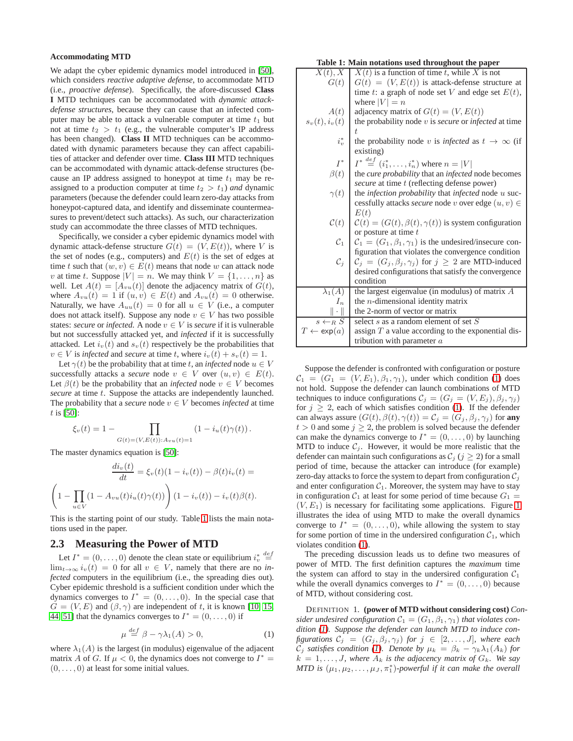**Accommodating MTD**

We adapt the cyber epidemic dynamics model introduced in [50], which considers *reactive adaptive defense*, to accommodate MTD (i.e., *proactive defense*). Specifically, the afore-discussed **Class I** MTD techniques can be accommodated with *dynamic attack-defense structures*, because they can cause that an infected computer may be able to attack a vulnerable computer at time $t_1$ but not at time $t_2 > t_1$ (e.g., the vulnerable computer's IP address has been changed). **Class II** MTD techniques can be accommodated with dynamic parameters because they can affect capabilities of attacker and defender over time. **Class III** MTD techniques can be accommodated with dynamic attack-defense structures (because an IP address assigned to honeypot at time $t_1$ may be reassigned to a production computer at time $t_2 > t_1$) *and* dynamic parameters (because the defender could learn zero-day attacks from honeypot-captured data, and identify and disseminate countermeasures to prevent/detect such attacks). As such, our characterization study can accommodate the three classes of MTD techniques.

Specifically, we consider a cyber epidemic dynamics model with dynamic attack-defense structure $G(t) = (V, E(t))$, where $V$ is the set of nodes (e.g., computers) and $E(t)$ is the set of edges at time $t$ such that $(w, v) \in E(t)$ means that node $w$ can attack node $v$ at time $t$. Suppose $|V| = n$. We may think $V = \{1, \ldots, n\}$ as well. Let $A(t) = [A_{vu}(t)]$ denote the adjacency matrix of $G(t)$, where $A_{vu}(t) = 1$ if $(u, v) \in E(t)$ and $A_{vu}(t) = 0$ otherwise. Naturally, we have $A_{uu}(t) = 0$ for all $u \in V$ (i.e., a computer does not attack itself). Suppose any node $v \in V$ has two possible states: *secure* or *infected.* A node $v \in V$ is *secure* if it is vulnerable but not successfully attacked yet, and *infected* if it is successfully attacked. Let $i_v(t)$ and $s_v(t)$ respectively be the probabilities that $v \in V$ is *infected* and *secure* at time $t$, where $i_v(t) + s_v(t) = 1$.

Let $\gamma(t)$ be the probability that at time $t$, an *infected* node $u \in V$ successfully attacks a *secure* node $v \in V$ over $(u, v) \in E(t)$. Let $\beta(t)$ be the probability that an *infected* node $v \in V$ becomes *secure* at time $t$. Suppose the attacks are independently launched. The probability that a *secure* node $v \in V$ becomes *infected* at time $t$ is [50]:

$$\xi_v(t) = 1 - \prod_{G(t)=(V,E(t)):A_{vu}(t)=1} (1 - i_u(t)\gamma(t)).$$

The master dynamics equation is [50]:

$$\frac{di_v(t)}{dt} = \xi_v(t)(1 - i_v(t)) - \beta(t)i_v(t) =$$

$$\left(1 - \prod_{u \in V} (1 - A_{vu}(t)i_u(t)\gamma(t))\right)(1 - i_v(t)) - i_v(t)\beta(t).$$

This is the starting point of our study. Table 1 lists the main notations used in the paper.

**Table 1: Main notations used throughout the paper**

| | |
|---|---|
| $X(t), X$ | $X(t)$ is a function of time $t$, while $X$ is not |
| $G(t)$ | $G(t) = (V, E(t))$ is attack-defense structure at time $t$: a graph of node set $V$ and edge set $E(t)$, where $\|V\| = n$ |
| $A(t)$ | adjacency matrix of $G(t) = (V, E(t))$ |
| $s_v(t), i_v(t)$ | the probability node $v$ is *secure* or *infected* at time $t$ |
| $i_v^*$ | the probability node $v$ is *infected* as $t \to \infty$ (if existing) |
| $I^*$ | $I^* \stackrel{def}{=} (i_1^*, \ldots, i_n^*)$ where $n = \|V\|$ |
| $\beta(t)$ | the *cure probability* that an *infected* node becomes *secure* at time $t$ (reflecting defense power) |
| $\gamma(t)$ | the *infection probability* that *infected* node $u$ successfully attacks *secure* node $v$ over edge $(u, v) \in E(t)$ |
| $\mathcal{C}(t)$ | $\mathcal{C}(t) = (G(t), \beta(t), \gamma(t))$ is system configuration or posture at time $t$ |
| $\mathcal{C}_1$ | $\mathcal{C}_1 = (G_1, \beta_1, \gamma_1)$ is the undesired/insecure configuration that violates the convergence condition |
| $\mathcal{C}_j$ | $\mathcal{C}_j = (G_j, \beta_j, \gamma_j)$ for $j \geq 2$ are MTD-induced desired configurations that satisfy the convergence condition |
| $\lambda_1(A)$ | the largest eigenvalue (in modulus) of matrix $A$ |
| $I_n$ | the $n$-dimensional identity matrix |
| $\\|\cdot\\|$ | the 2-norm of vector or matrix |
| $s \leftarrow_R S$ | select $s$ as a random element of set $S$ |
| $T \leftarrow \exp(a)$ | assign $T$ a value according to the exponential distribution with parameter $a$ |

## 2.3 Measuring the Power of MTD

Let $I^* = (0, \ldots, 0)$ denote the clean state or equilibrium $i_v^* \stackrel{def}{=} \lim_{t\to\infty} i_v(t) = 0$ for all $v \in V$, namely that there are no *infected* computers in the equilibrium (i.e., the spreading dies out). Cyber epidemic threshold is a sufficient condition under which the dynamics converges to $I^* = (0, \ldots, 0)$. In the special case that $G = (V, E)$ and $(\beta, \gamma)$ are independent of $t$, it is known [10, 15, 44, 51] that the dynamics converges to $I^* = (0, \ldots, 0)$ if

$$\mu \stackrel{def}{=} \beta - \gamma\lambda_1(A) > 0, \tag{1}$$

where $\lambda_1(A)$ is the largest (in modulus) eigenvalue of the adjacent matrix $A$ of $G$. If $\mu < 0$, the dynamics does not converge to $I^* = (0, \ldots, 0)$ at least for some initial values.

Suppose the defender is confronted with configuration or posture $\mathcal{C}_1 = (G_1 = (V, E_1), \beta_1, \gamma_1)$, under which condition (1) does not hold. Suppose the defender can launch combinations of MTD techniques to induce configurations $\mathcal{C}_j = (G_j = (V, E_j), \beta_j, \gamma_j)$ for $j \geq 2$, each of which satisfies condition (1). If the defender can always assure $(G(t), \beta(t), \gamma(t)) = \mathcal{C}_j = (G_j, \beta_j, \gamma_j)$ for **any** $t > 0$ and some $j \geq 2$, the problem is solved because the defender can make the dynamics converge to $I^* = (0, \ldots, 0)$ by launching MTD to induce $\mathcal{C}_j$. However, it would be more realistic that the defender can maintain such configurations as $\mathcal{C}_j$ ($j \geq 2$) for a small period of time, because the attacker can introduce (for example) zero-day attacks to force the system to depart from configuration $\mathcal{C}_j$ and enter configuration $\mathcal{C}_1$. Moreover, the system may have to stay in configuration $\mathcal{C}_1$ at least for some period of time because $G_1 = (V, E_1)$ is necessary for facilitating some applications. Figure 1 illustrates the idea of using MTD to make the overall dynamics converge to $I^* = (0, \ldots, 0)$, while allowing the system to stay for some portion of time in the undersired configuration $\mathcal{C}_1$, which violates condition (1).

The preceding discussion leads us to define two measures of power of MTD. The first definition captures the *maximum* time the system can afford to stay in the undersired configuration $\mathcal{C}_1$ while the overall dynamics converges to $I^* = (0, \ldots, 0)$ because of MTD, without considering cost.

DEFINITION 1. **(power of MTD without considering cost)** *Consider undesired configuration $\mathcal{C}_1 = (G_1, \beta_1, \gamma_1)$ that violates condition (1). Suppose the defender can launch MTD to induce configurations $\mathcal{C}_j = (G_j, \beta_j, \gamma_j)$ for $j \in [2, \ldots, J]$, where each $\mathcal{C}_j$ satisfies condition (1). Denote by $\mu_k = \beta_k - \gamma_k\lambda_1(A_k)$ for $k = 1, \ldots, J$, where $A_k$ is the adjacency matrix of $G_k$. We say MTD is $(\mu_1, \mu_2, \ldots, \mu_J, \pi_1^*)$-powerful if it can make the overall*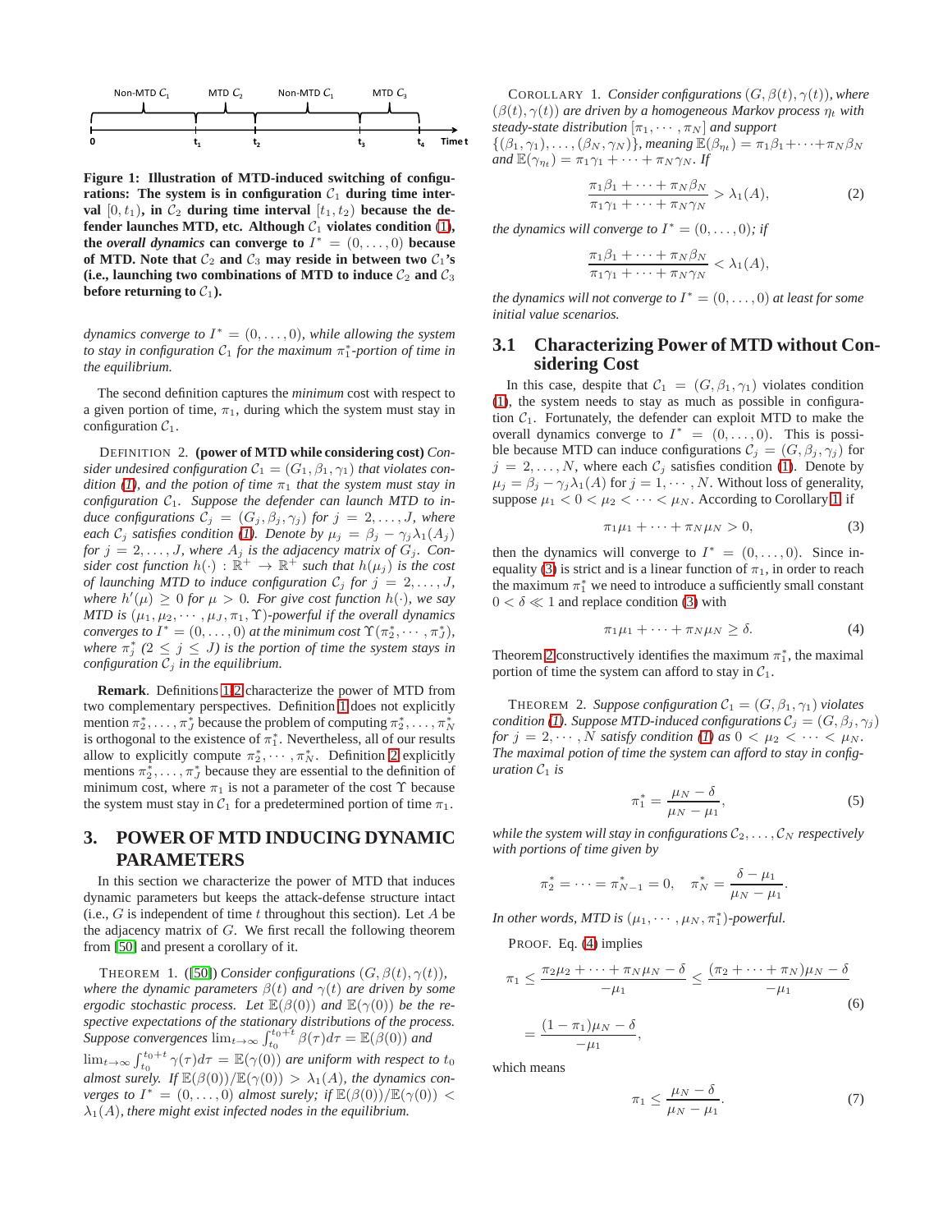Non-MTD $\mathcal{C}_1$ | MTD $\mathcal{C}_2$ | Non-MTD $\mathcal{C}_1$ | MTD $\mathcal{C}_3$

0 $t_1$ $t_2$ $t_3$ $t_4$ Time t

**Figure 1: Illustration of MTD-induced switching of configurations: The system is in configuration $\mathcal{C}_1$ during time interval $[0, t_1)$, in $\mathcal{C}_2$ during time interval $[t_1, t_2)$ because the defender launches MTD, etc. Although $\mathcal{C}_1$ violates condition (1), the *overall dynamics* can converge to $I^* = (0, \ldots, 0)$ because of MTD. Note that $\mathcal{C}_2$ and $\mathcal{C}_3$ may reside in between two $\mathcal{C}_1$'s (i.e., launching two combinations of MTD to induce $\mathcal{C}_2$ and $\mathcal{C}_3$ before returning to $\mathcal{C}_1$).**

*dynamics converge to $I^* = (0, \ldots, 0)$, while allowing the system to stay in configuration $\mathcal{C}_1$ for the maximum $\pi_1^*$-portion of time in the equilibrium.*

The second definition captures the *minimum* cost with respect to a given portion of time, $\pi_1$, during which the system must stay in configuration $\mathcal{C}_1$.

DEFINITION 2. **(power of MTD while considering cost)** *Consider undesired configuration $\mathcal{C}_1 = (G_1, \beta_1, \gamma_1)$ that violates condition (1), and the potion of time $\pi_1$ that the system must stay in configuration $\mathcal{C}_1$. Suppose the defender can launch MTD to induce configurations $\mathcal{C}_j = (G_j, \beta_j, \gamma_j)$ for $j = 2, \ldots, J$, where each $\mathcal{C}_j$ satisfies condition (1). Denote by $\mu_j = \beta_j - \gamma_j \lambda_1(A_j)$ for $j = 2, \ldots, J$, where $A_j$ is the adjacency matrix of $G_j$. Consider cost function $h(\cdot) : \mathbb{R}^+ \to \mathbb{R}^+$ such that $h(\mu_j)$ is the cost of launching MTD to induce configuration $\mathcal{C}_j$ for $j = 2, \ldots, J$, where $h'(\mu) \geq 0$ for $\mu > 0$. For give cost function $h(\cdot)$, we say MTD is $(\mu_1, \mu_2, \cdots, \mu_J, \pi_1, \Upsilon)$-powerful if the overall dynamics converges to $I^* = (0, \ldots, 0)$ at the minimum cost $\Upsilon(\pi_2^*, \cdots, \pi_J^*)$, where $\pi_j^*$ ($2 \leq j \leq J$) is the portion of time the system stays in configuration $\mathcal{C}_j$ in the equilibrium.*

**Remark**. Definitions 1-2 characterize the power of MTD from two complementary perspectives. Definition 1 does not explicitly mention $\pi_2^*, \ldots, \pi_J^*$ because the problem of computing $\pi_2^*, \ldots, \pi_N^*$ is orthogonal to the existence of $\pi_1^*$. Nevertheless, all of our results allow to explicitly compute $\pi_2^*, \cdots, \pi_N^*$. Definition 2 explicitly mentions $\pi_2^*, \ldots, \pi_J^*$ because they are essential to the definition of minimum cost, where $\pi_1$ is not a parameter of the cost $\Upsilon$ because the system must stay in $\mathcal{C}_1$ for a predetermined portion of time $\pi_1$.

## 3. POWER OF MTD INDUCING DYNAMIC PARAMETERS

In this section we characterize the power of MTD that induces dynamic parameters but keeps the attack-defense structure intact (i.e., $G$ is independent of time $t$ throughout this section). Let $A$ be the adjacency matrix of $G$. We first recall the following theorem from [50] and present a corollary of it.

THEOREM 1. ([50]) *Consider configurations $(G, \beta(t), \gamma(t))$, where the dynamic parameters $\beta(t)$ and $\gamma(t)$ are driven by some ergodic stochastic process. Let $\mathbb{E}(\beta(0))$ and $\mathbb{E}(\gamma(0))$ be the respective expectations of the stationary distributions of the process. Suppose convergences $\lim_{t\to\infty} \int_{t_0}^{t_0+t} \beta(\tau)d\tau = \mathbb{E}(\beta(0))$ and $\lim_{t\to\infty} \int_{t_0}^{t_0+t} \gamma(\tau)d\tau = \mathbb{E}(\gamma(0))$ are uniform with respect to $t_0$ almost surely. If $\mathbb{E}(\beta(0))/\mathbb{E}(\gamma(0)) > \lambda_1(A)$, the dynamics converges to $I^* = (0, \ldots, 0)$ almost surely; if $\mathbb{E}(\beta(0))/\mathbb{E}(\gamma(0)) < \lambda_1(A)$, there might exist infected nodes in the equilibrium.*

COROLLARY 1. *Consider configurations $(G, \beta(t), \gamma(t))$, where $(\beta(t), \gamma(t))$ are driven by a homogeneous Markov process $\eta_t$ with steady-state distribution $[\pi_1, \cdots, \pi_N]$ and support $\{(\beta_1, \gamma_1), \ldots, (\beta_N, \gamma_N)\}$, meaning $\mathbb{E}(\beta_{\eta_t}) = \pi_1\beta_1 + \cdots + \pi_N\beta_N$ and $\mathbb{E}(\gamma_{\eta_t}) = \pi_1\gamma_1 + \cdots + \pi_N\gamma_N$. If*

$$\frac{\pi_1\beta_1 + \cdots + \pi_N\beta_N}{\pi_1\gamma_1 + \cdots + \pi_N\gamma_N} > \lambda_1(A), \tag{2}$$

*the dynamics will converge to $I^* = (0, \ldots, 0)$; if*

$$\frac{\pi_1\beta_1 + \cdots + \pi_N\beta_N}{\pi_1\gamma_1 + \cdots + \pi_N\gamma_N} < \lambda_1(A),$$

*the dynamics will not converge to $I^* = (0, \ldots, 0)$ at least for some initial value scenarios.*

### 3.1 Characterizing Power of MTD without Considering Cost

In this case, despite that $\mathcal{C}_1 = (G, \beta_1, \gamma_1)$ violates condition (1), the system needs to stay as much as possible in configuration $\mathcal{C}_1$. Fortunately, the defender can exploit MTD to make the overall dynamics converge to $I^* = (0, \ldots, 0)$. This is possible because MTD can induce configurations $\mathcal{C}_j = (G, \beta_j, \gamma_j)$ for $j = 2, \ldots, N$, where each $\mathcal{C}_j$ satisfies condition (1). Denote by $\mu_j = \beta_j - \gamma_j\lambda_1(A)$ for $j = 1, \cdots, N$. Without loss of generality, suppose $\mu_1 < 0 < \mu_2 < \cdots < \mu_N$. According to Corollary 1, if

$$\pi_1\mu_1 + \cdots + \pi_N\mu_N > 0, \tag{3}$$

then the dynamics will converge to $I^* = (0, \ldots, 0)$. Since inequality (3) is strict and is a linear function of $\pi_1$, in order to reach the maximum $\pi_1^*$ we need to introduce a sufficiently small constant $0 < \delta \ll 1$ and replace condition (3) with

$$\pi_1\mu_1 + \cdots + \pi_N\mu_N \geq \delta. \tag{4}$$

Theorem 2 constructively identifies the maximum $\pi_1^*$, the maximal portion of time the system can afford to stay in $\mathcal{C}_1$.

THEOREM 2. *Suppose configuration $\mathcal{C}_1 = (G, \beta_1, \gamma_1)$ violates condition (1). Suppose MTD-induced configurations $\mathcal{C}_j = (G, \beta_j, \gamma_j)$ for $j = 2, \cdots, N$ satisfy condition (1) as $0 < \mu_2 < \cdots < \mu_N$. The maximal potion of time the system can afford to stay in configuration $\mathcal{C}_1$ is*

$$\pi_1^* = \frac{\mu_N - \delta}{\mu_N - \mu_1}, \tag{5}$$

*while the system will stay in configurations $\mathcal{C}_2, \ldots, \mathcal{C}_N$ respectively with portions of time given by*

$$\pi_2^* = \cdots = \pi_{N-1}^* = 0, \quad \pi_N^* = \frac{\delta - \mu_1}{\mu_N - \mu_1}.$$

*In other words, MTD is $(\mu_1, \cdots, \mu_N, \pi_1^*)$-powerful.*

PROOF. Eq. (4) implies

$$\pi_1 \leq \frac{\pi_2\mu_2 + \cdots + \pi_N\mu_N - \delta}{-\mu_1} \leq \frac{(\pi_2 + \cdots + \pi_N)\mu_N - \delta}{-\mu_1} \tag{6}$$

$$= \frac{(1 - \pi_1)\mu_N - \delta}{-\mu_1},$$

which means

$$\pi_1 \leq \frac{\mu_N - \delta}{\mu_N - \mu_1}. \tag{7}$$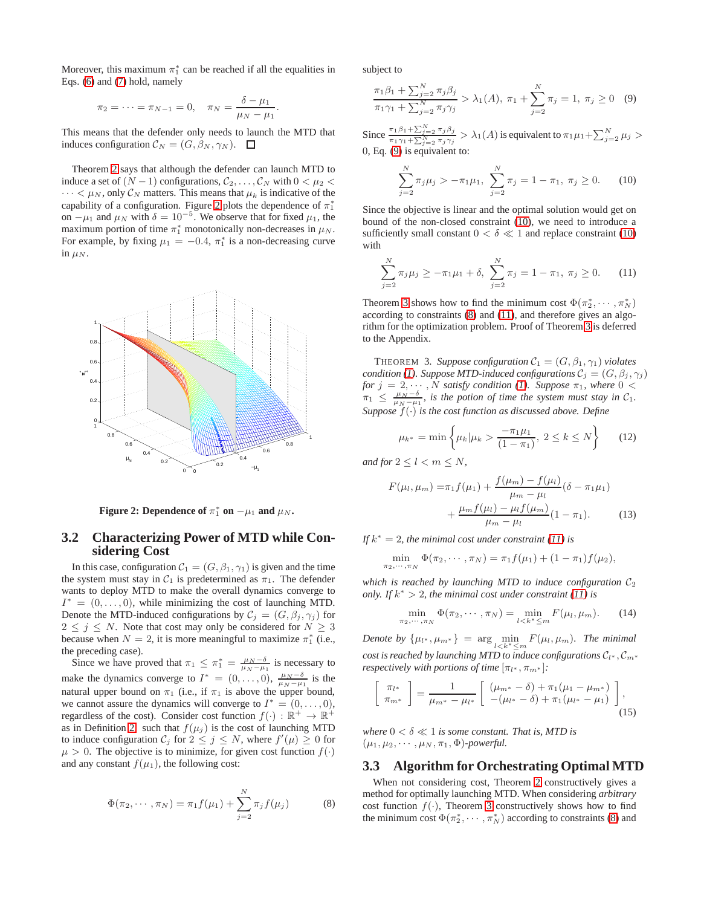Moreover, this maximum $\pi_1^*$ can be reached if all the equalities in Eqs. (6) and (7) hold, namely

$$\pi_2 = \cdots = \pi_{N-1} = 0, \quad \pi_N = \frac{\delta - \mu_1}{\mu_N - \mu_1}.$$

This means that the defender only needs to launch the MTD that induces configuration $\mathcal{C}_N = (G, \beta_N, \gamma_N)$. $\square$

Theorem 2 says that although the defender can launch MTD to induce a set of $(N-1)$ configurations, $\mathcal{C}_2, \ldots, \mathcal{C}_N$ with $0 < \mu_2 < \cdots < \mu_N$, only $\mathcal{C}_N$ matters. This means that $\mu_k$ is indicative of the capability of a configuration. Figure 2 plots the dependence of $\pi_1^*$ on $-\mu_1$ and $\mu_N$ with $\delta = 10^{-5}$. We observe that for fixed $\mu_1$, the maximum portion of time $\pi_1^*$ monotonically non-decreases in $\mu_N$. For example, by fixing $\mu_1 = -0.4$, $\pi_1^*$ is a non-decreasing curve in $\mu_N$.

**Figure 2: Dependence of $\pi_1^*$ on $-\mu_1$ and $\mu_N$.**

## 3.2 Characterizing Power of MTD while Considering Cost

In this case, configuration $\mathcal{C}_1 = (G, \beta_1, \gamma_1)$ is given and the time the system must stay in $\mathcal{C}_1$ is predetermined as $\pi_1$. The defender wants to deploy MTD to make the overall dynamics converge to $I^* = (0, \ldots, 0)$, while minimizing the cost of launching MTD. Denote the MTD-induced configurations by $\mathcal{C}_j = (G, \beta_j, \gamma_j)$ for $2 \le j \le N$. Note that cost may only be considered for $N \ge 3$ because when $N = 2$, it is more meaningful to maximize $\pi_1^*$ (i.e., the preceding case).

Since we have proved that $\pi_1 \le \pi_1^* = \frac{\mu_N - \delta}{\mu_N - \mu_1}$ is necessary to make the dynamics converge to $I^* = (0, \ldots, 0)$, $\frac{\mu_N - \delta}{\mu_N - \mu_1}$ is the natural upper bound on $\pi_1$ (i.e., if $\pi_1$ is above the upper bound, we cannot assure the dynamics will converge to $I^* = (0, \ldots, 0)$, regardless of the cost). Consider cost function $f(\cdot) : \mathbb{R}^+ \to \mathbb{R}^+$ as in Definition 2 such that $f(\mu_j)$ is the cost of launching MTD to induce configuration $\mathcal{C}_j$ for $2 \le j \le N$, where $f'(\mu) \ge 0$ for $\mu > 0$. The objective is to minimize, for given cost function $f(\cdot)$ and any constant $f(\mu_1)$, the following cost:

$$\Phi(\pi_2, \cdots, \pi_N) = \pi_1 f(\mu_1) + \sum_{j=2}^{N} \pi_j f(\mu_j) \tag{8}$$

subject to

$$\frac{\pi_1\beta_1 + \sum_{j=2}^N \pi_j\beta_j}{\pi_1\gamma_1 + \sum_{j=2}^N \pi_j\gamma_j} > \lambda_1(A),\ \pi_1 + \sum_{j=2}^{N} \pi_j = 1,\ \pi_j \ge 0 \tag{9}$$

Since $\frac{\pi_1\beta_1 + \sum_{j=2}^N \pi_j\beta_j}{\pi_1\gamma_1 + \sum_{j=2}^N \pi_j\gamma_j} > \lambda_1(A)$ is equivalent to $\pi_1\mu_1 + \sum_{j=2}^N \mu_j > 0$, Eq. (9) is equivalent to:

$$\sum_{j=2}^{N} \pi_j\mu_j > -\pi_1\mu_1,\ \sum_{j=2}^{N} \pi_j = 1 - \pi_1,\ \pi_j \ge 0. \tag{10}$$

Since the objective is linear and the optimal solution would get on bound of the non-closed constraint (10), we need to introduce a sufficiently small constant $0 < \delta \ll 1$ and replace constraint (10) with

$$\sum_{j=2}^{N} \pi_j\mu_j \ge -\pi_1\mu_1 + \delta,\ \sum_{j=2}^{N} \pi_j = 1 - \pi_1,\ \pi_j \ge 0. \tag{11}$$

Theorem 3 shows how to find the minimum cost $\Phi(\pi_2^*, \cdots, \pi_N^*)$ according to constraints (8) and (11), and therefore gives an algorithm for the optimization problem. Proof of Theorem 3 is deferred to the Appendix.

THEOREM 3. *Suppose configuration $\mathcal{C}_1 = (G, \beta_1, \gamma_1)$ violates condition (1). Suppose MTD-induced configurations $\mathcal{C}_j = (G, \beta_j, \gamma_j)$ for $j = 2, \cdots, N$ satisfy condition (1). Suppose $\pi_1$, where $0 < \pi_1 \le \frac{\mu_N - \delta}{\mu_N - \mu_1}$, is the potion of time the system must stay in $\mathcal{C}_1$. Suppose $f(\cdot)$ is the cost function as discussed above. Define*

$$\mu_{k^*} = \min\left\{\mu_k | \mu_k > \frac{-\pi_1\mu_1}{(1-\pi_1)},\ 2 \le k \le N\right\} \tag{12}$$

*and for $2 \le l < m \le N$,*

$$\begin{aligned} F(\mu_l, \mu_m) =& \pi_1 f(\mu_1) + \frac{f(\mu_m) - f(\mu_l)}{\mu_m - \mu_l}(\delta - \pi_1\mu_1) \\ &+ \frac{\mu_m f(\mu_l) - \mu_l f(\mu_m)}{\mu_m - \mu_l}(1 - \pi_1). \end{aligned} \tag{13}$$

*If $k^* = 2$, the minimal cost under constraint (11) is*

$$\min_{\pi_2, \cdots, \pi_N} \Phi(\pi_2, \cdots, \pi_N) = \pi_1 f(\mu_1) + (1 - \pi_1) f(\mu_2),$$

*which is reached by launching MTD to induce configuration $\mathcal{C}_2$ only. If $k^* > 2$, the minimal cost under constraint (11) is*

$$\min_{\pi_2, \cdots, \pi_N} \Phi(\pi_2, \cdots, \pi_N) = \min_{l < k^* \le m} F(\mu_l, \mu_m). \tag{14}$$

*Denote by $\{\mu_{l^*}, \mu_{m^*}\} = \arg\min_{l < k^* \le m} F(\mu_l, \mu_m)$. The minimal cost is reached by launching MTD to induce configurations $\mathcal{C}_{l^*}, \mathcal{C}_{m^*}$ respectively with portions of time $[\pi_{l^*}, \pi_{m^*}]$:*

$$\begin{bmatrix} \pi_{l^*} \\ \pi_{m^*} \end{bmatrix} = \frac{1}{\mu_{m^*} - \mu_{l^*}} \begin{bmatrix} (\mu_{m^*} - \delta) + \pi_1(\mu_1 - \mu_{m^*}) \\ -(\mu_{l^*} - \delta) + \pi_1(\mu_{l^*} - \mu_1) \end{bmatrix}, \tag{15}$$

*where $0 < \delta \ll 1$ is some constant. That is, MTD is $(\mu_1, \mu_2, \cdots, \mu_N, \pi_1, \Phi)$-powerful.*

## 3.3 Algorithm for Orchestrating Optimal MTD

When not considering cost, Theorem 2 constructively gives a method for optimally launching MTD. When considering *arbitrary* cost function $f(\cdot)$, Theorem 3 constructively shows how to find the minimum cost $\Phi(\pi_2^*, \cdots, \pi_N^*)$ according to constraints (8) and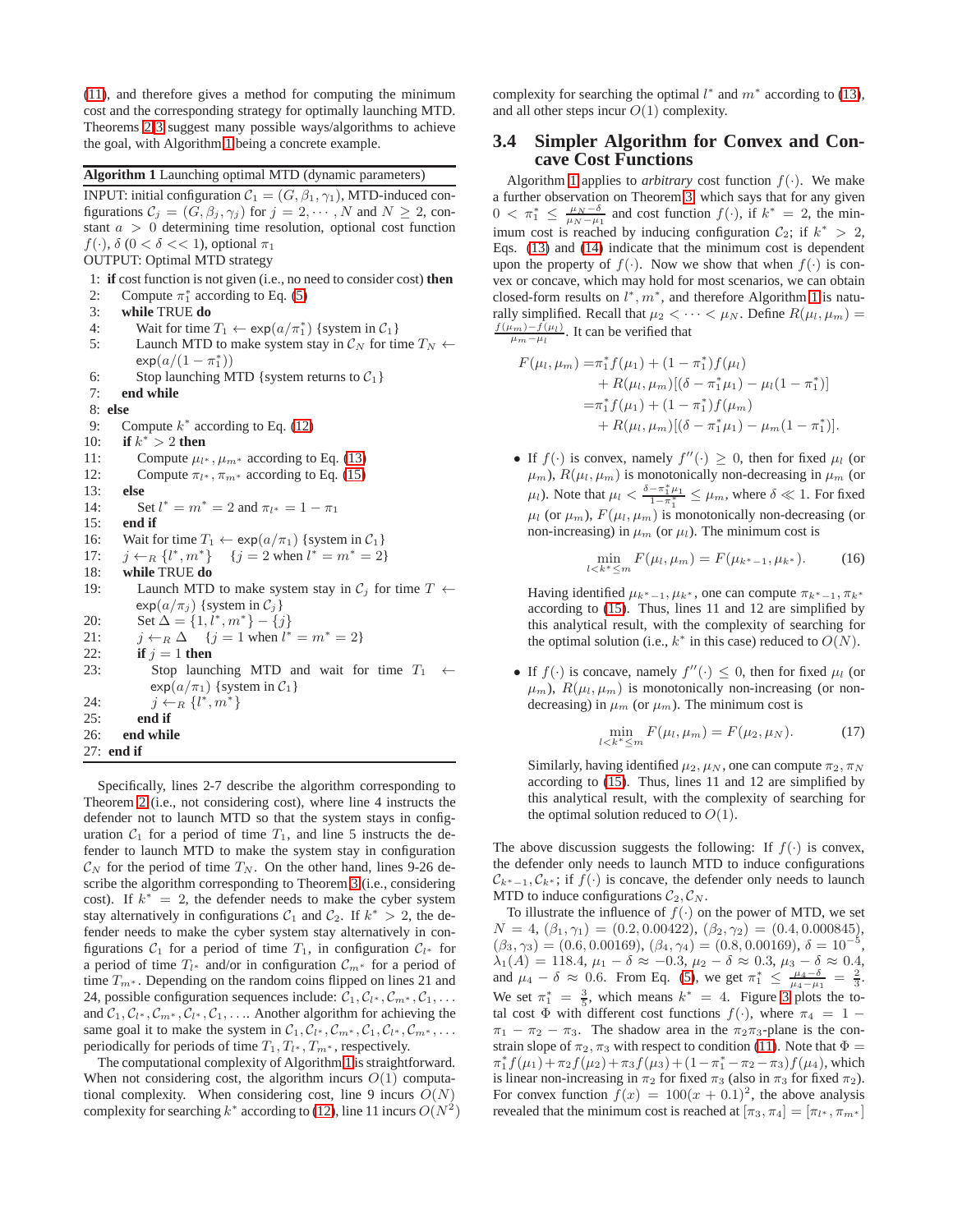(11), and therefore gives a method for computing the minimum cost and the corresponding strategy for optimally launching MTD. Theorems 2, 3 suggest many possible ways/algorithms to achieve the goal, with Algorithm 1 being a concrete example.

**Algorithm 1** Launching optimal MTD (dynamic parameters)

INPUT: initial configuration $\mathcal{C}_1 = (G, \beta_1, \gamma_1)$, MTD-induced configurations $\mathcal{C}_j = (G, \beta_j, \gamma_j)$ for $j = 2, \cdots, N$ and $N \geq 2$, constant $a > 0$ determining time resolution, optional cost function $f(\cdot)$, $\delta$ ($0 < \delta << 1$), optional $\pi_1$

OUTPUT: Optimal MTD strategy

```
1: if cost function is not given (i.e., no need to consider cost) then
2:   Compute π1* according to Eq. (5)
3:   while TRUE do
4:     Wait for time T1 ← exp(a/π1*) {system in C1}
5:     Launch MTD to make system stay in CN for time TN ← exp(a/(1 − π1*))
6:     Stop launching MTD {system returns to C1}
7:   end while
8: else
9:   Compute k* according to Eq. (12)
10:  if k* > 2 then
11:    Compute μl*, μm* according to Eq. (13)
12:    Compute πl*, πm* according to Eq. (15)
13:  else
14:    Set l* = m* = 2 and πl* = 1 − π1
15:  end if
16:  Wait for time T1 ← exp(a/π1) {system in C1}
17:  j ←R {l*, m*}   {j = 2 when l* = m* = 2}
18:  while TRUE do
19:    Launch MTD to make system stay in Cj for time T ← exp(a/πj) {system in Cj}
20:    Set Δ = {1, l*, m*} − {j}
21:    j ←R Δ   {j = 1 when l* = m* = 2}
22:    if j = 1 then
23:      Stop launching MTD and wait for time T1 ← exp(a/π1) {system in C1}
24:      j ←R {l*, m*}
25:    end if
26:  end while
27: end if
```

Specifically, lines 2-7 describe the algorithm corresponding to Theorem 2 (i.e., not considering cost), where line 4 instructs the defender not to launch MTD so that the system stays in configuration $\mathcal{C}_1$ for a period of time $T_1$, and line 5 instructs the defender to launch MTD to make the system stay in configuration $\mathcal{C}_N$ for the period of time $T_N$. On the other hand, lines 9-26 describe the algorithm corresponding to Theorem 3 (i.e., considering cost). If $k^* = 2$, the defender needs to make the system stay alternatively in configurations $\mathcal{C}_1$ and $\mathcal{C}_2$. If $k^* > 2$, the defender needs to make the cyber system stay alternatively in configurations $\mathcal{C}_1$ for a period of time $T_1$, in configuration $\mathcal{C}_{l^*}$ for a period of time $T_{l^*}$ and/or in configuration $\mathcal{C}_{m^*}$ for a period of time $T_{m^*}$. Depending on the random coins flipped on lines 21 and 24, possible configuration sequences include: $\mathcal{C}_1, \mathcal{C}_{l^*}, \mathcal{C}_{m^*}, \mathcal{C}_1, \ldots$ and $\mathcal{C}_1, \mathcal{C}_{l^*}, \mathcal{C}_{m^*}, \mathcal{C}_{l^*}, \mathcal{C}_1, \ldots$. Another algorithm for achieving the same goal is to make the system in $\mathcal{C}_1, \mathcal{C}_{l^*}, \mathcal{C}_{m^*}, \mathcal{C}_1, \mathcal{C}_{l^*}, \mathcal{C}_{m^*}, \ldots$ periodically for periods of time $T_1, T_{l^*}, T_{m^*}$, respectively.

The computational complexity of Algorithm 1 is straightforward. When not considering cost, the algorithm incurs $O(1)$ computational complexity. When considering cost, line 9 incurs $O(N)$ complexity for searching $k^*$ according to (12), line 11 incurs $O(N^2)$ complexity for searching the optimal $l^*$ and $m^*$ according to (13), and all other steps incur $O(1)$ complexity.

### 3.4 Simpler Algorithm for Convex and Concave Cost Functions

Algorithm 1 applies to *arbitrary* cost function $f(\cdot)$. We make a further observation on Theorem 3, which says that for any given $0 < \pi_1^* \leq \frac{\mu_N - \delta}{\mu_N - \mu_1}$ and cost function $f(\cdot)$, if $k^* = 2$, the minimum cost is reached by inducing configuration $\mathcal{C}_2$; if $k^* > 2$, Eqs. (13) and (14) indicate that the minimum cost is dependent upon the property of $f(\cdot)$. Now we show that when $f(\cdot)$ is convex or concave, which may hold for most scenarios, we can obtain closed-form results on $l^*, m^*$, and therefore Algorithm 1 is naturally simplified. Recall that $\mu_2 < \cdots < \mu_N$. Define $R(\mu_l, \mu_m) = \frac{f(\mu_m) - f(\mu_l)}{\mu_m - \mu_l}$. It can be verified that

$$
\begin{aligned}
F(\mu_l, \mu_m) =& \pi_1^* f(\mu_1) + (1 - \pi_1^*) f(\mu_l) \\
&+ R(\mu_l, \mu_m)[(\delta - \pi_1^* \mu_1) - \mu_l (1 - \pi_1^*)] \\
=& \pi_1^* f(\mu_1) + (1 - \pi_1^*) f(\mu_m) \\
&+ R(\mu_l, \mu_m)[(\delta - \pi_1^* \mu_1) - \mu_m (1 - \pi_1^*)].
\end{aligned}
$$

- If $f(\cdot)$ is convex, namely $f''(\cdot) \geq 0$, then for fixed $\mu_l$ (or $\mu_m$), $R(\mu_l, \mu_m)$ is monotonically non-decreasing in $\mu_m$ (or $\mu_l$). Note that $\mu_l < \frac{\delta - \pi_1^* \mu_1}{1 - \pi_1^*} \leq \mu_m$, where $\delta \ll 1$. For fixed $\mu_l$ (or $\mu_m$), $F(\mu_l, \mu_m)$ is monotonically non-decreasing (or non-increasing) in $\mu_m$ (or $\mu_l$). The minimum cost is
$$\min_{l < k^* \leq m} F(\mu_l, \mu_m) = F(\mu_{k^*-1}, \mu_{k^*}). \tag{16}$$
Having identified $\mu_{k^*-1}, \mu_{k^*}$, one can compute $\pi_{k^*-1}, \pi_{k^*}$ according to (15). Thus, lines 11 and 12 are simplified by this analytical result, with the complexity of searching for the optimal solution (i.e., $k^*$ in this case) reduced to $O(N)$.

- If $f(\cdot)$ is concave, namely $f''(\cdot) \leq 0$, then for fixed $\mu_l$ (or $\mu_m$), $R(\mu_l, \mu_m)$ is monotonically non-increasing (or non-decreasing) in $\mu_m$ (or $\mu_m$). The minimum cost is
$$\min_{l < k^* \leq m} F(\mu_l, \mu_m) = F(\mu_2, \mu_N). \tag{17}$$
Similarly, having identified $\mu_2, \mu_N$, one can compute $\pi_2, \pi_N$ according to (15). Thus, lines 11 and 12 are simplified by this analytical result, with the complexity of searching for the optimal solution reduced to $O(1)$.

The above discussion suggests the following: If $f(\cdot)$ is convex, the defender only needs to launch MTD to induce configurations $\mathcal{C}_{k^*-1}, \mathcal{C}_{k^*}$; if $f(\cdot)$ is concave, the defender only needs to launch MTD to induce configurations $\mathcal{C}_2, \mathcal{C}_N$.

To illustrate the influence of $f(\cdot)$ on the power of MTD, we set $N = 4$, $(\beta_1, \gamma_1) = (0.2, 0.00422)$, $(\beta_2, \gamma_2) = (0.4, 0.000845)$, $(\beta_3, \gamma_3) = (0.6, 0.00169)$, $(\beta_4, \gamma_4) = (0.8, 0.00169)$, $\delta = 10^{-5}$, $\lambda_1(A) = 118.4$, $\mu_1 - \delta \approx -0.3$, $\mu_2 - \delta \approx 0.3$, $\mu_3 - \delta \approx 0.4$, and $\mu_4 - \delta \approx 0.6$. From Eq. (5), we get $\pi_1^* \leq \frac{\mu_4 - \delta}{\mu_4 - \mu_1} = \frac{2}{3}$. We set $\pi_1^* = \frac{3}{5}$, which means $k^* = 4$. Figure 3 plots the total cost $\Phi$ with different cost functions $f(\cdot)$, where $\pi_4 = 1 - \pi_1 - \pi_2 - \pi_3$. The shadow area in the $\pi_2\pi_3$-plane is the constrain slope of $\pi_2, \pi_3$ with respect to condition (11). Note that $\Phi = \pi_1^* f(\mu_1) + \pi_2 f(\mu_2) + \pi_3 f(\mu_3) + (1 - \pi_1^* - \pi_2 - \pi_3) f(\mu_4)$, which is linear non-increasing in $\pi_2$ for fixed $\pi_3$ (also in $\pi_3$ for fixed $\pi_2$). For convex function $f(x) = 100(x + 0.1)^2$, the above analysis revealed that the minimum cost is reached at $[\pi_3, \pi_4] = [\pi_{l^*}, \pi_{m^*}]$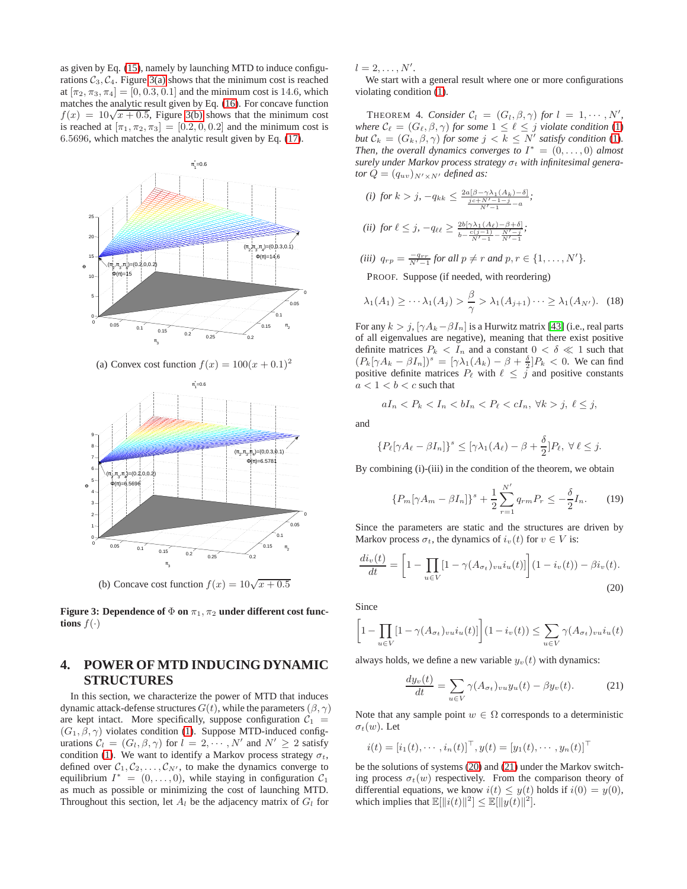as given by Eq. (15), namely by launching MTD to induce configurations $\mathcal{C}_3, \mathcal{C}_4$. Figure 3(a) shows that the minimum cost is reached at $[\pi_2, \pi_3, \pi_4] = [0, 0.3, 0.1]$ and the minimum cost is 14.6, which matches the analytic result given by Eq. (16). For concave function $f(x) = 10\sqrt{x + 0.5}$, Figure 3(b) shows that the minimum cost is reached at $[\pi_1, \pi_2, \pi_3] = [0.2, 0, 0.2]$ and the minimum cost is 6.5696, which matches the analytic result given by Eq. (17).

(a) Convex cost function $f(x) = 100(x + 0.1)^2$

(b) Concave cost function $f(x) = 10\sqrt{x + 0.5}$

**Figure 3: Dependence of $\Phi$ on $\pi_1, \pi_2$ under different cost functions $f(\cdot)$**

## 4. POWER OF MTD INDUCING DYNAMIC STRUCTURES

In this section, we characterize the power of MTD that induces dynamic attack-defense structures $G(t)$, while the parameters $(\beta, \gamma)$ are kept intact. More specifically, suppose configuration $\mathcal{C}_1 = (G_1, \beta, \gamma)$ violates condition (1). Suppose MTD-induced configurations $\mathcal{C}_l = (G_l, \beta, \gamma)$ for $l = 2, \cdots, N'$ and $N' \geq 2$ satisfy condition (1). We want to identify a Markov process strategy $\sigma_t$, defined over $\mathcal{C}_1, \mathcal{C}_2, \ldots, \mathcal{C}_{N'}$, to make the dynamics converge to equilibrium $I^* = (0, \ldots, 0)$, while staying in configuration $\mathcal{C}_1$ as much as possible or minimizing the cost of launching MTD. Throughout this section, let $A_l$ be the adjacency matrix of $G_l$ for $l = 2, \ldots, N'$.

We start with a general result where one or more configurations violating condition (1).

THEOREM 4. *Consider $\mathcal{C}_l = (G_l, \beta, \gamma)$ for $l = 1, \cdots, N'$, where $\mathcal{C}_\ell = (G_\ell, \beta, \gamma)$ for some $1 \leq \ell \leq j$ violate condition (1) but $\mathcal{C}_k = (G_k, \beta, \gamma)$ for some $j < k \leq N'$ satisfy condition (1). Then, the overall dynamics converges to $I^* = (0, \ldots, 0)$ almost surely under Markov process strategy $\sigma_t$ with infinitesimal generator $Q = (q_{uv})_{N' \times N'}$ defined as:*

*(i) for $k > j$, $-q_{kk} \leq \frac{2a[\beta - \gamma\lambda_1(A_k) - \delta]}{\frac{jc + N' - 1 - j}{N' - 1} - a}$;*

*(ii) for $\ell \leq j$, $-q_{\ell\ell} \geq \frac{2b[\gamma\lambda_1(A_\ell) - \beta + \delta]}{b - \frac{c(j-1)}{N'-1} - \frac{N'-j}{N'-1}}$;*

*(iii) $q_{rp} = \frac{-q_{rr}}{N'-1}$ for all $p \neq r$ and $p, r \in \{1, \ldots, N'\}$.*

PROOF. Suppose (if needed, with reordering)

$$\lambda_1(A_1) \geq \cdots \lambda_1(A_j) > \frac{\beta}{\gamma} > \lambda_1(A_{j+1}) \cdots \geq \lambda_1(A_{N'}). \quad (18)$$

For any $k > j$, $[\gamma A_k - \beta I_n]$ is a Hurwitz matrix [43] (i.e., real parts of all eigenvalues are negative), meaning that there exist positive definite matrices $P_k < I_n$ and a constant $0 < \delta \ll 1$ such that $(P_k[\gamma A_k - \beta I_n])^s = [\gamma\lambda_1(A_k) - \beta + \frac{\delta}{2}]P_k < 0$. We can find positive definite matrices $P_\ell$ with $\ell \leq j$ and positive constants $a < 1 < b < c$ such that

$$aI_n < P_k < I_n < bI_n < P_\ell < cI_n, \ \forall k > j, \ \ell \leq j,$$

and

$$\{P_\ell[\gamma A_\ell - \beta I_n]\}^s \leq [\gamma\lambda_1(A_\ell) - \beta + \frac{\delta}{2}]P_\ell, \ \forall \ \ell \leq j.$$

By combining (i)-(iii) in the condition of the theorem, we obtain

$$\{P_m[\gamma A_m - \beta I_n]\}^s + \frac{1}{2}\sum_{r=1}^{N'} q_{rm}P_r \leq -\frac{\delta}{2}I_n. \quad (19)$$

Since the parameters are static and the structures are driven by Markov process $\sigma_t$, the dynamics of $i_v(t)$ for $v \in V$ is:

$$\frac{di_v(t)}{dt} = \left[1 - \prod_{u \in V}[1 - \gamma(A_{\sigma_t})_{vu}i_u(t)]\right](1 - i_v(t)) - \beta i_v(t). \quad (20)$$

Since

$$\left[1 - \prod_{u \in V}[1 - \gamma(A_{\sigma_t})_{vu}i_u(t)]\right](1 - i_v(t)) \leq \sum_{u \in V}\gamma(A_{\sigma_t})_{vu}i_u(t)$$

always holds, we define a new variable $y_v(t)$ with dynamics:

$$\frac{dy_v(t)}{dt} = \sum_{u \in V}\gamma(A_{\sigma_t})_{vu}y_u(t) - \beta y_v(t). \quad (21)$$

Note that any sample point $w \in \Omega$ corresponds to a deterministic $\sigma_t(w)$. Let

$$i(t) = [i_1(t), \cdots, i_n(t)]^\top, y(t) = [y_1(t), \cdots, y_n(t)]^\top$$

be the solutions of systems (20) and (21) under the Markov switching process $\sigma_t(w)$ respectively. From the comparison theory of differential equations, we know $i(t) \leq y(t)$ holds if $i(0) = y(0)$, which implies that $\mathbb{E}[\|i(t)\|^2] \leq \mathbb{E}[\|y(t)\|^2]$.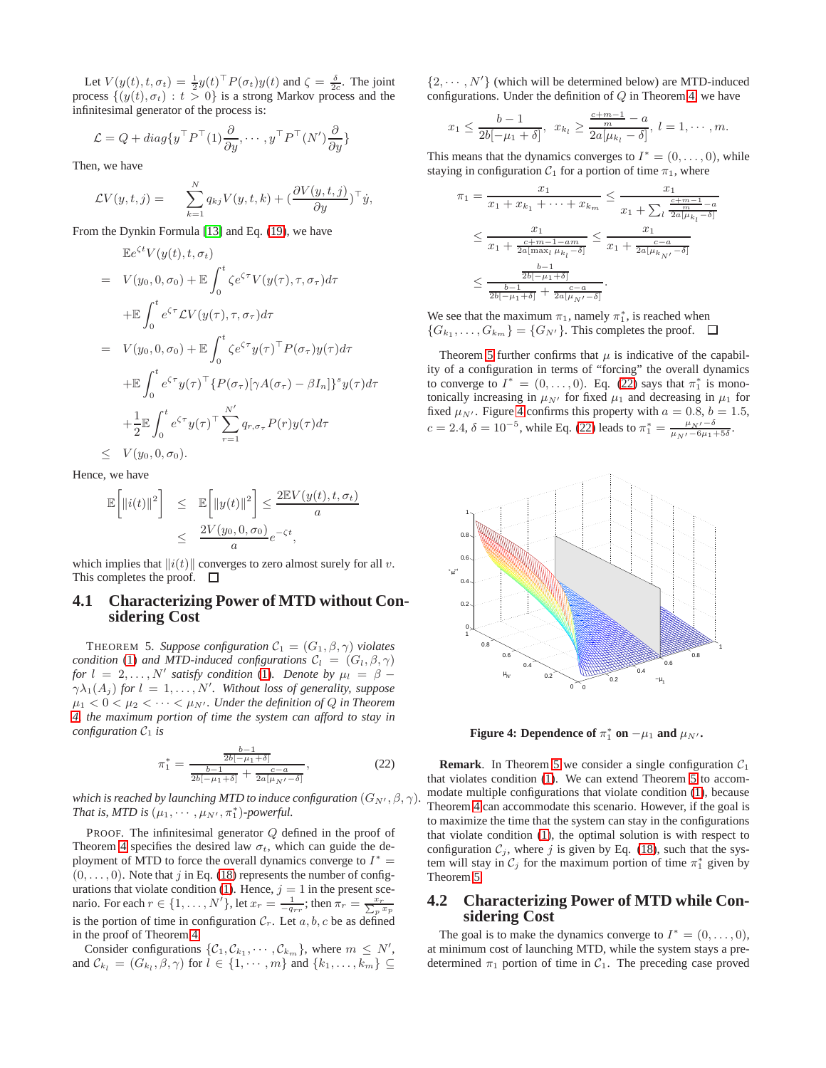Let $V(y(t), t, \sigma_t) = \frac{1}{2} y(t)^\top P(\sigma_t) y(t)$ and $\zeta = \frac{\delta}{2c}$. The joint process $\{(y(t), \sigma_t) : t > 0\}$ is a strong Markov process and the infinitesimal generator of the process is:

$$\mathcal{L} = Q + diag\{y^\top P^\top(1)\frac{\partial}{\partial y}, \cdots, y^\top P^\top(N')\frac{\partial}{\partial y}\}$$

Then, we have

$$\mathcal{L}V(y, t, j) = \sum_{k=1}^{N} q_{kj} V(y, t, k) + (\frac{\partial V(y, t, j)}{\partial y})^\top \dot{y},$$

From the Dynkin Formula [13] and Eq. (19), we have

$$\begin{aligned}
& \mathbb{E}e^{\zeta t} V(y(t), t, \sigma_t) \\
= \; & V(y_0, 0, \sigma_0) + \mathbb{E}\int_0^t \zeta e^{\zeta\tau} V(y(\tau), \tau, \sigma_\tau) d\tau \\
& + \mathbb{E}\int_0^t e^{\zeta\tau} \mathcal{L}V(y(\tau), \tau, \sigma_\tau) d\tau \\
= \; & V(y_0, 0, \sigma_0) + \mathbb{E}\int_0^t \zeta e^{\zeta\tau} y(\tau)^\top P(\sigma_\tau) y(\tau) d\tau \\
& + \mathbb{E}\int_0^t e^{\zeta\tau} y(\tau)^\top \{P(\sigma_\tau)[\gamma A(\sigma_\tau) - \beta I_n]\}^s y(\tau) d\tau \\
& + \frac{1}{2}\mathbb{E}\int_0^t e^{\zeta\tau} y(\tau)^\top \sum_{r=1}^{N'} q_{r,\sigma_\tau} P(r) y(\tau) d\tau \\
\leq \; & V(y_0, 0, \sigma_0).
\end{aligned}$$

Hence, we have

$$\begin{aligned}
\mathbb{E}\left[\|i(t)\|^2\right] \; & \leq \; \mathbb{E}\left[\|y(t)\|^2\right] \leq \frac{2\mathbb{E}V(y(t), t, \sigma_t)}{a} \\
& \leq \; \frac{2V(y_0, 0, \sigma_0)}{a} e^{-\zeta t},
\end{aligned}$$

which implies that $\|i(t)\|$ converges to zero almost surely for all $v$. This completes the proof. $\square$

## 4.1 Characterizing Power of MTD without Considering Cost

THEOREM 5. *Suppose configuration $\mathcal{C}_1 = (G_1, \beta, \gamma)$ violates condition (1) and MTD-induced configurations $\mathcal{C}_l = (G_l, \beta, \gamma)$ for $l = 2, \ldots, N'$ satisfy condition (1). Denote by $\mu_l = \beta - \gamma\lambda_1(A_j)$ for $l = 1, \ldots, N'$. Without loss of generality, suppose $\mu_1 < 0 < \mu_2 < \cdots < \mu_{N'}$. Under the definition of $Q$ in Theorem 4, the maximum portion of time the system can afford to stay in configuration $\mathcal{C}_1$ is*

$$\pi_1^* = \frac{\frac{b-1}{2b[-\mu_1+\delta]}}{\frac{b-1}{2b[-\mu_1+\delta]} + \frac{c-a}{2a[\mu_{N'}-\delta]}}, \tag{22}$$

*which is reached by launching MTD to induce configuration $(G_{N'}, \beta, \gamma)$. That is, MTD is $(\mu_1, \cdots, \mu_{N'}, \pi_1^*)$-powerful.*

PROOF. The infinitesimal generator $Q$ defined in the proof of Theorem 4 specifies the desired law $\sigma_t$, which can guide the deployment of MTD to force the overall dynamics converge to $I^* = (0, \ldots, 0)$. Note that $j$ in Eq. (18) represents the number of configurations that violate condition (1). Hence, $j = 1$ in the present scenario. For each $r \in \{1, \ldots, N'\}$, let $x_r = \frac{1}{-q_{rr}}$; then $\pi_r = \frac{x_r}{\sum_p x_p}$ is the portion of time in configuration $\mathcal{C}_r$. Let $a, b, c$ be as defined in the proof of Theorem 4.

Consider configurations $\{\mathcal{C}_1, \mathcal{C}_{k_1}, \cdots, \mathcal{C}_{k_m}\}$, where $m \leq N'$, and $\mathcal{C}_{k_l} = (G_{k_l}, \beta, \gamma)$ for $l \in \{1, \cdots, m\}$ and $\{k_1, \ldots, k_m\} \subseteq \{2, \cdots, N'\}$ (which will be determined below) are MTD-induced configurations. Under the definition of $Q$ in Theorem 4, we have

$$x_1 \leq \frac{b-1}{2b[-\mu_1+\delta]}, \;\; x_{k_l} \geq \frac{\frac{c+m-1}{m} - a}{2a[\mu_{k_l} - \delta]}, \; l = 1, \cdots, m.$$

This means that the dynamics converges to $I^* = (0, \ldots, 0)$, while staying in configuration $\mathcal{C}_1$ for a portion of time $\pi_1$, where

$$\begin{aligned}
\pi_1 = \; & \frac{x_1}{x_1 + x_{k_1} + \cdots + x_{k_m}} \leq \frac{x_1}{x_1 + \sum_l \frac{\frac{c+m-1}{m} - a}{2a[\mu_{k_l} - \delta]}} \\
\leq \; & \frac{x_1}{x_1 + \frac{c+m-1-am}{2a[\max_l \mu_{k_l} - \delta]}} \leq \frac{x_1}{x_1 + \frac{c-a}{2a[\mu_{k_{N'}} - \delta]}} \\
\leq \; & \frac{\frac{b-1}{2b[-\mu_1+\delta]}}{\frac{b-1}{2b[-\mu_1+\delta]} + \frac{c-a}{2a[\mu_{N'}-\delta]}}.
\end{aligned}$$

We see that the maximum $\pi_1$, namely $\pi_1^*$, is reached when $\{G_{k_1}, \ldots, G_{k_m}\} = \{G_{N'}\}$. This completes the proof. $\square$

Theorem 5 further confirms that $\mu$ is indicative of the capability of a configuration in terms of "forcing" the overall dynamics to converge to $I^* = (0, \ldots, 0)$. Eq. (22) says that $\pi_1^*$ is monotonically increasing in $\mu_{N'}$ for fixed $\mu_1$ and decreasing in $\mu_1$ for fixed $\mu_{N'}$. Figure 4 confirms this property with $a = 0.8$, $b = 1.5$, $c = 2.4$, $\delta = 10^{-5}$, while Eq. (22) leads to $\pi_1^* = \frac{\mu_{N'} - \delta}{\mu_{N'} - 6\mu_1 + 5\delta}$.

**Figure 4: Dependence of $\pi_1^*$ on $-\mu_1$ and $\mu_{N'}$.**

**Remark**. In Theorem 5 we consider a single configuration $\mathcal{C}_1$ that violates condition (1). We can extend Theorem 5 to accommodate multiple configurations that violate condition (1), because Theorem 4 can accommodate this scenario. However, if the goal is to maximize the time that the system can stay in the configurations that violate condition (1), the optimal solution is with respect to configuration $\mathcal{C}_j$, where $j$ is given by Eq. (18), such that the system will stay in $\mathcal{C}_j$ for the maximum portion of time $\pi_1^*$ given by Theorem 5.

## 4.2 Characterizing Power of MTD while Considering Cost

The goal is to make the dynamics converge to $I^* = (0, \ldots, 0)$, at minimum cost of launching MTD, while the system stays a predetermined $\pi_1$ portion of time in $\mathcal{C}_1$. The preceding case proved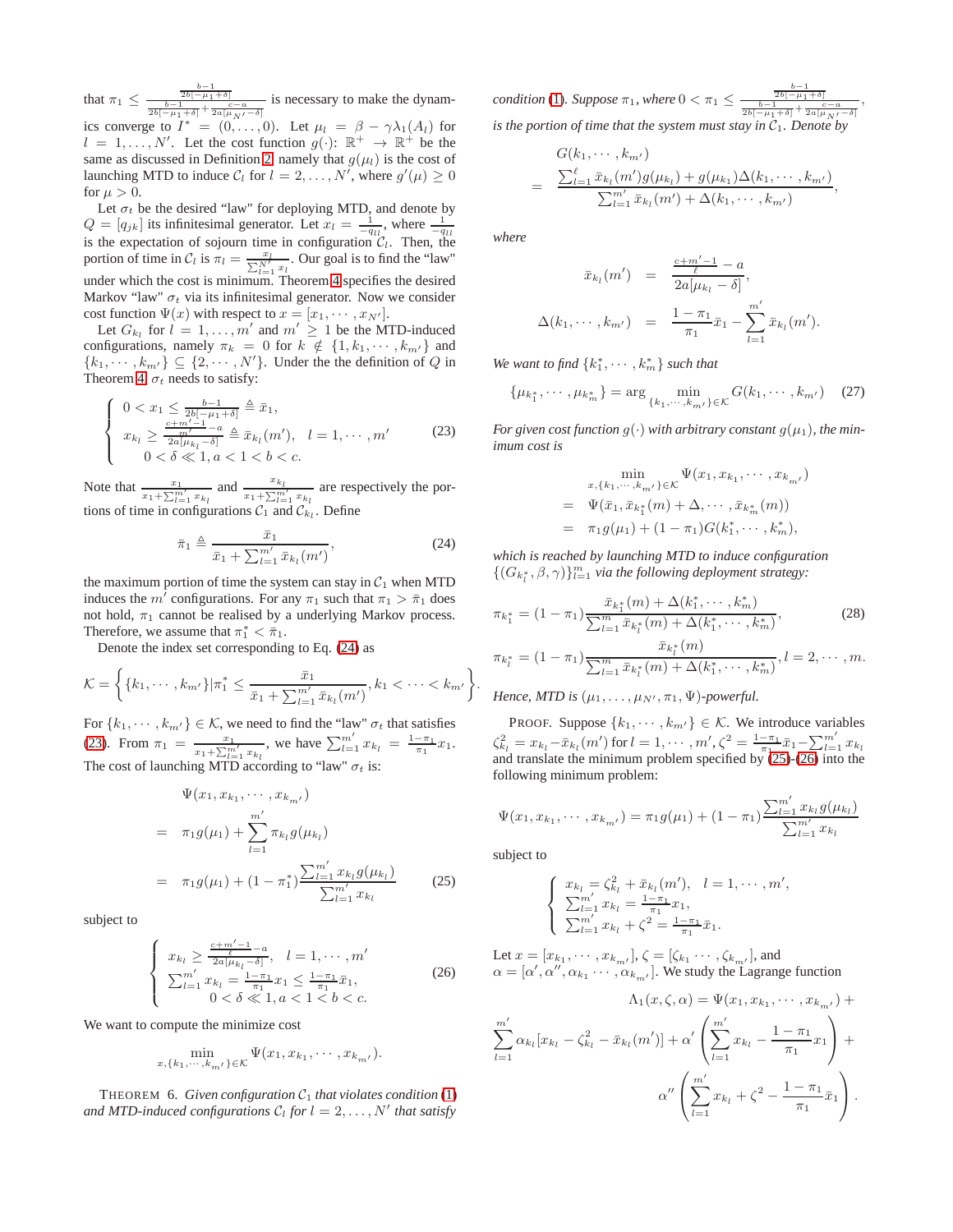that $\pi_1 \leq \frac{\frac{b-1}{2b[-\mu_1+\delta]}}{\frac{b-1}{2b[-\mu_1+\delta]}+\frac{c-a}{2a[\mu_{N'}-\delta]}}$ is necessary to make the dynamics converge to $I^* = (0,\ldots,0)$. Let $\mu_l = \beta - \gamma\lambda_1(A_l)$ for $l = 1,\ldots,N'$. Let the cost function $g(\cdot)$: $\mathbb{R}^+ \to \mathbb{R}^+$ be the same as discussed in Definition 2, namely that $g(\mu_l)$ is the cost of launching MTD to induce $\mathcal{C}_l$ for $l = 2,\ldots,N'$, where $g'(\mu) \geq 0$ for $\mu > 0$.

Let $\sigma_t$ be the desired "law" for deploying MTD, and denote by $Q = [q_{jk}]$ its infinitesimal generator. Let $x_l = \frac{1}{-q_{ll}}$, where $\frac{1}{-q_{ll}}$ is the expectation of sojourn time in configuration $\mathcal{C}_l$. Then, the portion of time in $\mathcal{C}_l$ is $\pi_l = \frac{x_l}{\sum_{l=1}^{N'} x_l}$. Our goal is to find the "law" under which the cost is minimum. Theorem 4 specifies the desired Markov "law" $\sigma_t$ via its infinitesimal generator. Now we consider cost function $\Psi(x)$ with respect to $x = [x_1,\cdots,x_{N'}]$.

Let $G_{k_l}$ for $l = 1,\ldots,m'$ and $m' \geq 1$ be the MTD-induced configurations, namely $\pi_k = 0$ for $k \notin \{1,k_1,\cdots,k_{m'}\}$ and $\{k_1,\cdots,k_{m'}\} \subseteq \{2,\cdots,N'\}$. Under the the definition of $Q$ in Theorem 4, $\sigma_t$ needs to satisfy:

$$
\begin{cases}
0 < x_1 \leq \frac{b-1}{2b[-\mu_1+\delta]} \triangleq \bar{x}_1, \\
x_{k_l} \geq \frac{\frac{c+m'-1}{m'}-a}{2a[\mu_{k_l}-\delta]} \triangleq \bar{x}_{k_l}(m'), \quad l = 1,\cdots,m' \\
\quad 0 < \delta \ll 1, a < 1 < b < c.
\end{cases}
\tag{23}
$$

Note that $\frac{x_1}{x_1+\sum_{l=1}^{m'} x_{k_l}}$ and $\frac{x_{k_l}}{x_1+\sum_{l=1}^{m'} x_{k_l}}$ are respectively the portions of time in configurations $\mathcal{C}_1$ and $\mathcal{C}_{k_l}$. Define

$$
\bar{\pi}_1 \triangleq \frac{\bar{x}_1}{\bar{x}_1 + \sum_{l=1}^{m'} \bar{x}_{k_l}(m')},
\tag{24}
$$

the maximum portion of time the system can stay in $\mathcal{C}_1$ when MTD induces the $m'$ configurations. For any $\pi_1$ such that $\pi_1 > \bar{\pi}_1$ does not hold, $\pi_1$ cannot be realised by a underlying Markov process. Therefore, we assume that $\pi_1^* < \bar{\pi}_1$.

Denote the index set corresponding to Eq. (24) as

$$
\mathcal{K} = \left\{ \{k_1,\cdots,k_{m'}\} | \pi_1^* \leq \frac{\bar{x}_1}{\bar{x}_1 + \sum_{l=1}^{m'} \bar{x}_{k_l}(m')}, k_1 < \cdots < k_{m'} \right\}.
$$

For $\{k_1,\cdots,k_{m'}\} \in \mathcal{K}$, we need to find the "law" $\sigma_t$ that satisfies (23). From $\pi_1 = \frac{x_1}{x_1+\sum_{l=1}^{m'} x_{k_l}}$, we have $\sum_{l=1}^{m'} x_{k_l} = \frac{1-\pi_1}{\pi_1} x_1$. The cost of launching MTD according to "law" $\sigma_t$ is:

$$
\begin{aligned}
& \Psi(x_1, x_{k_1},\cdots,x_{k_{m'}}) \\
= \; & \pi_1 g(\mu_1) + \sum_{l=1}^{m'} \pi_{k_l} g(\mu_{k_l}) \\
= \; & \pi_1 g(\mu_1) + (1-\pi_1^*) \frac{\sum_{l=1}^{m'} x_{k_l} g(\mu_{k_l})}{\sum_{l=1}^{m'} x_{k_l}}
\end{aligned}
\tag{25}
$$

subject to

$$
\begin{cases}
x_{k_l} \geq \frac{\frac{c+m'-1}{\ell}-a}{2a[\mu_{k_l}-\delta]}, \quad l = 1,\cdots,m' \\
\sum_{l=1}^{m'} x_{k_l} = \frac{1-\pi_1}{\pi_1} x_1 \leq \frac{1-\pi_1}{\pi_1} \bar{x}_1, \\
\quad 0 < \delta \ll 1, a < 1 < b < c.
\end{cases}
\tag{26}
$$

We want to compute the minimize cost

$$
\min_{x,\{k_1,\cdots,k_{m'}\} \in \mathcal{K}} \Psi(x_1, x_{k_1},\cdots,x_{k_{m'}}).
$$

THEOREM 6. *Given configuration $\mathcal{C}_1$ that violates condition (1) and MTD-induced configurations $\mathcal{C}_l$ for $l = 2,\ldots,N'$ that satisfy condition (1). Suppose $\pi_1$, where $0 < \pi_1 \leq \frac{\frac{b-1}{2b[-\mu_1+\delta]}}{\frac{b-1}{2b[-\mu_1+\delta]}+\frac{c-a}{2a[\mu_{N'}-\delta]}}$, is the portion of time that the system must stay in $\mathcal{C}_1$. Denote by*

$$
\begin{aligned}
& G(k_1,\cdots,k_{m'}) \\
= \; & \frac{\sum_{l=1}^{\ell} \bar{x}_{k_l}(m') g(\mu_{k_l}) + g(\mu_1)\Delta(k_1,\cdots,k_{m'})}{\sum_{l=1}^{m'} \bar{x}_{k_l}(m') + \Delta(k_1,\cdots,k_{m'})},
\end{aligned}
$$

*where*

$$
\begin{aligned}
\bar{x}_{k_l}(m') &= \frac{\frac{c+m'-1}{\ell}-a}{2a[\mu_{k_l}-\delta]}, \\
\Delta(k_1,\cdots,k_{m'}) &= \frac{1-\pi_1}{\pi_1}\bar{x}_1 - \sum_{l=1}^{m'} \bar{x}_{k_l}(m').
\end{aligned}
$$

*We want to find $\{k_1^*,\cdots,k_m^*\}$ such that*

$$
\{\mu_{k_1^*},\cdots,\mu_{k_m^*}\} = \arg \min_{\{k_1,\cdots,k_{m'}\} \in \mathcal{K}} G(k_1,\cdots,k_{m'})
\tag{27}
$$

*For given cost function $g(\cdot)$ with arbitrary constant $g(\mu_1)$, the minimum cost is*

$$
\begin{aligned}
& \min_{x,\{k_1,\cdots,k_{m'}\} \in \mathcal{K}} \Psi(x_1, x_{k_1},\cdots,x_{k_{m'}}) \\
= \; & \Psi(\bar{x}_1, \bar{x}_{k_1^*}(m) + \Delta, \cdots, \bar{x}_{k_m^*}(m)) \\
= \; & \pi_1 g(\mu_1) + (1-\pi_1) G(k_1^*,\cdots,k_m^*),
\end{aligned}
$$

*which is reached by launching MTD to induce configuration $\{(G_{k_l^*},\beta,\gamma)\}_{l=1}^m$ via the following deployment strategy:*

$$
\begin{aligned}
\pi_{k_1^*} &= (1-\pi_1)\frac{\bar{x}_{k_1^*}(m) + \Delta(k_1^*,\cdots,k_m^*)}{\sum_{l=1}^m \bar{x}_{k_l^*}(m) + \Delta(k_1^*,\cdots,k_m^*)}, \\
\pi_{k_l^*} &= (1-\pi_1)\frac{\bar{x}_{k_l^*}(m)}{\sum_{l=1}^m \bar{x}_{k_l^*}(m) + \Delta(k_1^*,\cdots,k_m^*)}, l = 2,\cdots,m.
\end{aligned}
\tag{28}
$$

*Hence, MTD is $(\mu_1,\ldots,\mu_{N'},\pi_1,\Psi)$-powerful.*

PROOF. Suppose $\{k_1,\cdots,k_{m'}\} \in \mathcal{K}$. We introduce variables $\zeta_{k_l}^2 = x_{k_l} - \bar{x}_{k_l}(m')$ for $l = 1,\cdots,m'$, $\zeta^2 = \frac{1-\pi_1}{\pi_1}\bar{x}_1 - \sum_{l=1}^{m'} x_{k_l}$ and translate the minimum problem specified by (25)-(26) into the following minimum problem:

$$
\Psi(x_1, x_{k_1},\cdots,x_{k_{m'}}) = \pi_1 g(\mu_1) + (1-\pi_1)\frac{\sum_{l=1}^{m'} x_{k_l} g(\mu_{k_l})}{\sum_{l=1}^{m'} x_{k_l}}
$$

subject to

$$
\begin{cases}
x_{k_l} = \zeta_{k_l}^2 + \bar{x}_{k_l}(m'), \quad l = 1,\cdots,m', \\
\sum_{l=1}^{m'} x_{k_l} = \frac{1-\pi_1}{\pi_1} x_1, \\
\sum_{l=1}^{m'} x_{k_l} + \zeta^2 = \frac{1-\pi_1}{\pi_1}\bar{x}_1.
\end{cases}
$$

Let $x = [x_{k_1},\cdots,x_{k_{m'}}]$, $\zeta = [\zeta_{k_1}\cdots,\zeta_{k_{m'}}]$, and $\alpha = [\alpha',\alpha'',\alpha_{k_1}\cdots,\alpha_{k_{m'}}]$. We study the Lagrange function

$$
\begin{aligned}
\Lambda_1(x,\zeta,\alpha) = \; & \Psi(x_1, x_{k_1},\cdots,x_{k_{m'}}) + \\
& \sum_{l=1}^{m'} \alpha_{k_l}[x_{k_l} - \zeta_{k_l}^2 - \bar{x}_{k_l}(m')] + \alpha'\left(\sum_{l=1}^{m'} x_{k_l} - \frac{1-\pi_1}{\pi_1}x_1\right) + \\
& \alpha''\left(\sum_{l=1}^{m'} x_{k_l} + \zeta^2 - \frac{1-\pi_1}{\pi_1}\bar{x}_1\right).
\end{aligned}
$$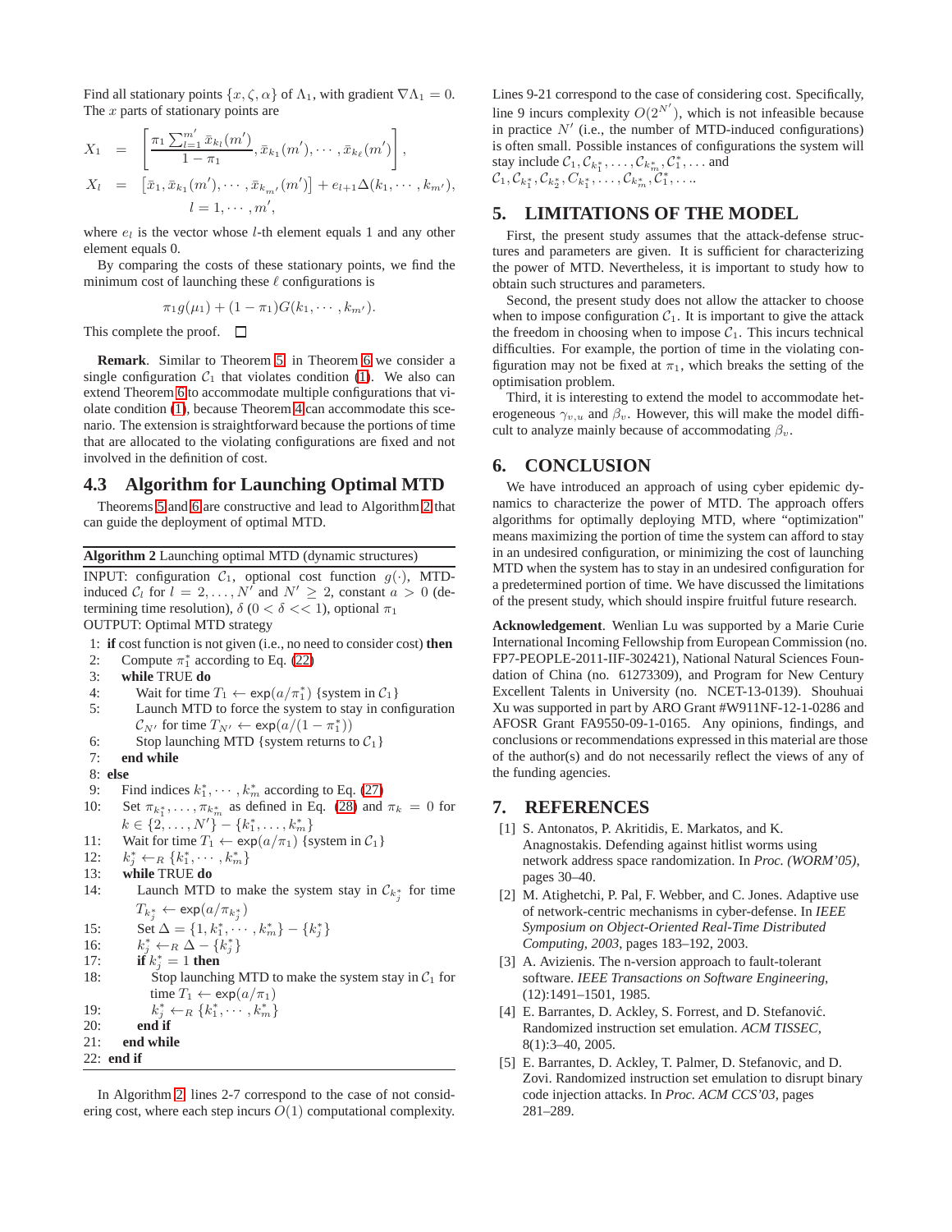Find all stationary points $\{x, \zeta, \alpha\}$ of $\Lambda_1$, with gradient $\nabla\Lambda_1 = 0$. The $x$ parts of stationary points are

$$
\begin{aligned}
X_1 &= \left[\frac{\pi_1 \sum_{l=1}^{m'} \bar{x}_{k_l}(m')}{1-\pi_1}, \bar{x}_{k_1}(m'), \cdots, \bar{x}_{k_\ell}(m')\right], \\
X_l &= \left[\bar{x}_1, \bar{x}_{k_1}(m'), \cdots, \bar{x}_{k_{m'}}(m')\right] + e_{l+1}\Delta(k_1, \cdots, k_{m'}), \\
& \qquad l = 1, \cdots, m',
\end{aligned}
$$

where $e_l$ is the vector whose $l$-th element equals 1 and any other element equals 0.

By comparing the costs of these stationary points, we find the minimum cost of launching these $\ell$ configurations is

$$\pi_1 g(\mu_1) + (1 - \pi_1) G(k_1, \cdots, k_{m'}).$$

This complete the proof. □

**Remark**. Similar to Theorem 5, in Theorem 6 we consider a single configuration $\mathcal{C}_1$ that violates condition (1). We also can extend Theorem 6 to accommodate multiple configurations that violate condition (1), because Theorem 4 can accommodate this scenario. The extension is straightforward because the portions of time that are allocated to the violating configurations are fixed and not involved in the definition of cost.

## 4.3 Algorithm for Launching Optimal MTD

Theorems 5 and 6 are constructive and lead to Algorithm 2 that can guide the deployment of optimal MTD.

**Algorithm 2** Launching optimal MTD (dynamic structures)

INPUT: configuration $\mathcal{C}_1$, optional cost function $g(\cdot)$, MTD-induced $\mathcal{C}_l$ for $l = 2, \ldots, N'$ and $N' \geq 2$, constant $a > 0$ (determining time resolution), $\delta$ ($0 < \delta << 1$), optional $\pi_1$

OUTPUT: Optimal MTD strategy

```
1:  if cost function is not given (i.e., no need to consider cost) then
2:      Compute π1* according to Eq. (22)
3:      while TRUE do
4:          Wait for time T1 ← exp(a/π1*) {system in C1}
5:          Launch MTD to force the system to stay in configuration
            C_N' for time T_N' ← exp(a/(1 − π1*))
6:          Stop launching MTD {system returns to C1}
7:      end while
8:  else
9:      Find indices k1*, ..., km* according to Eq. (27)
10:     Set π_k1*, ..., π_km* as defined in Eq. (28) and π_k = 0 for
        k ∈ {2, ..., N'} − {k1*, ..., km*}
11:     Wait for time T1 ← exp(a/π1) {system in C1}
12:     kj* ←R {k1*, ..., km*}
13:     while TRUE do
14:         Launch MTD to make the system stay in C_kj* for time
            T_kj* ← exp(a/π_kj*)
15:         Set Δ = {1, k1*, ..., km*} − {kj*}
16:         kj* ←R Δ − {kj*}
17:         if kj* = 1 then
18:             Stop launching MTD to make the system stay in C1 for
                time T1 ← exp(a/π1)
19:             kj* ←R {k1*, ..., km*}
20:         end if
21:     end while
22: end if
```

In Algorithm 2, lines 2-7 correspond to the case of not considering cost, where each step incurs $O(1)$ computational complexity. Lines 9-21 correspond to the case of considering cost. Specifically, line 9 incurs complexity $O(2^{N'})$, which is not infeasible because in practice $N'$ (i.e., the number of MTD-induced configurations) is often small. Possible instances of configurations the system will stay include $\mathcal{C}_1, \mathcal{C}_{k_1^*}, \ldots, \mathcal{C}_{k_m^*}, \mathcal{C}_1^*, \ldots$ and $\mathcal{C}_1, \mathcal{C}_{k_1^*}, \mathcal{C}_{k_2^*}, \mathcal{C}_{k_1^*}, \ldots, \mathcal{C}_{k_m^*}, \mathcal{C}_1^*, \ldots$.

# 5. LIMITATIONS OF THE MODEL

First, the present study assumes that the attack-defense structures and parameters are given. It is sufficient for characterizing the power of MTD. Nevertheless, it is important to study how to obtain such structures and parameters.

Second, the present study does not allow the attacker to choose when to impose configuration $\mathcal{C}_1$. It is important to give the attack the freedom in choosing when to impose $\mathcal{C}_1$. This incurs technical difficulties. For example, the portion of time in the violating configuration may not be fixed at $\pi_1$, which breaks the setting of the optimisation problem.

Third, it is interesting to extend the model to accommodate heterogeneous $\gamma_{v,u}$ and $\beta_v$. However, this will make the model difficult to analyze mainly because of accommodating $\beta_v$.

# 6. CONCLUSION

We have introduced an approach of using cyber epidemic dynamics to characterize the power of MTD. The approach offers algorithms for optimally deploying MTD, where "optimization" means maximizing the portion of time the system can afford to stay in an undesired configuration, or minimizing the cost of launching MTD when the system has to stay in an undesired configuration for a predetermined portion of time. We have discussed the limitations of the present study, which should inspire fruitful future research.

**Acknowledgement**. Wenlian Lu was supported by a Marie Curie International Incoming Fellowship from European Commission (no. FP7-PEOPLE-2011-IIF-302421), National Natural Sciences Foundation of China (no. 61273309), and Program for New Century Excellent Talents in University (no. NCET-13-0139). Shouhuai Xu was supported in part by ARO Grant #W911NF-12-1-0286 and AFOSR Grant FA9550-09-1-0165. Any opinions, findings, and conclusions or recommendations expressed in this material are those of the author(s) and do not necessarily reflect the views of any of the funding agencies.

# 7. REFERENCES

[1] S. Antonatos, P. Akritidis, E. Markatos, and K. Anagnostakis. Defending against hitlist worms using network address space randomization. In *Proc. (WORM'05)*, pages 30–40.

[2] M. Atighetchi, P. Pal, F. Webber, and C. Jones. Adaptive use of network-centric mechanisms in cyber-defense. In *IEEE Symposium on Object-Oriented Real-Time Distributed Computing, 2003*, pages 183–192, 2003.

[3] A. Avizienis. The n-version approach to fault-tolerant software. *IEEE Transactions on Software Engineering*, (12):1491–1501, 1985.

[4] E. Barrantes, D. Ackley, S. Forrest, and D. Stefanović. Randomized instruction set emulation. *ACM TISSEC*, 8(1):3–40, 2005.

[5] E. Barrantes, D. Ackley, T. Palmer, D. Stefanovic, and D. Zovi. Randomized instruction set emulation to disrupt binary code injection attacks. In *Proc. ACM CCS'03*, pages 281–289.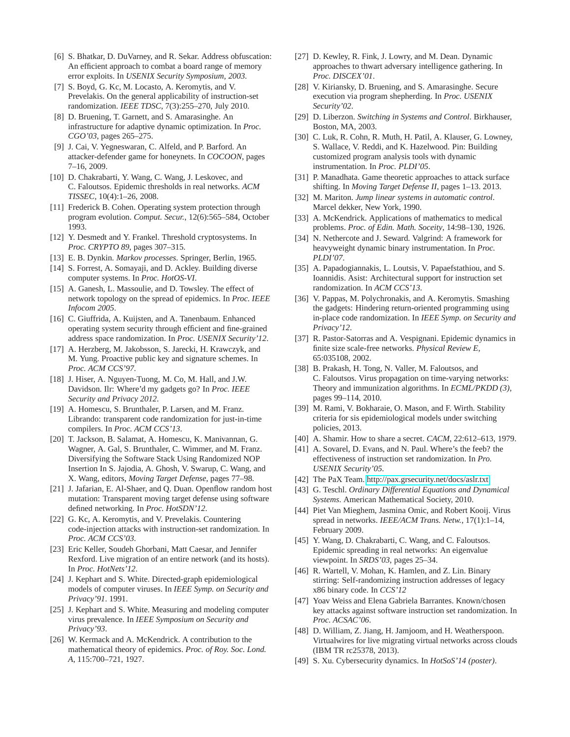[6] S. Bhatkar, D. DuVarney, and R. Sekar. Address obfuscation: An efficient approach to combat a board range of memory error exploits. In *USENIX Security Symposium, 2003*.

[7] S. Boyd, G. Kc, M. Locasto, A. Keromytis, and V. Prevelakis. On the general applicability of instruction-set randomization. *IEEE TDSC*, 7(3):255–270, July 2010.

[8] D. Bruening, T. Garnett, and S. Amarasinghe. An infrastructure for adaptive dynamic optimization. In *Proc. CGO'03*, pages 265–275.

[9] J. Cai, V. Yegneswaran, C. Alfeld, and P. Barford. An attacker-defender game for honeynets. In *COCOON*, pages 7–16, 2009.

[10] D. Chakrabarti, Y. Wang, C. Wang, J. Leskovec, and C. Faloutsos. Epidemic thresholds in real networks. *ACM TISSEC*, 10(4):1–26, 2008.

[11] Frederick B. Cohen. Operating system protection through program evolution. *Comput. Secur.*, 12(6):565–584, October 1993.

[12] Y. Desmedt and Y. Frankel. Threshold cryptosystems. In *Proc. CRYPTO 89*, pages 307–315.

[13] E. B. Dynkin. *Markov processes*. Springer, Berlin, 1965.

[14] S. Forrest, A. Somayaji, and D. Ackley. Building diverse computer systems. In *Proc. HotOS-VI*.

[15] A. Ganesh, L. Massoulie, and D. Towsley. The effect of network topology on the spread of epidemics. In *Proc. IEEE Infocom 2005*.

[16] C. Giuffrida, A. Kuijsten, and A. Tanenbaum. Enhanced operating system security through efficient and fine-grained address space randomization. In *Proc. USENIX Security'12*.

[17] A. Herzberg, M. Jakobsson, S. Jarecki, H. Krawczyk, and M. Yung. Proactive public key and signature schemes. In *Proc. ACM CCS'97*.

[18] J. Hiser, A. Nguyen-Tuong, M. Co, M. Hall, and J.W. Davidson. Ilr: Where'd my gadgets go? In *Proc. IEEE Security and Privacy 2012*.

[19] A. Homescu, S. Brunthaler, P. Larsen, and M. Franz. Librando: transparent code randomization for just-in-time compilers. In *Proc. ACM CCS'13*.

[20] T. Jackson, B. Salamat, A. Homescu, K. Manivannan, G. Wagner, A. Gal, S. Brunthaler, C. Wimmer, and M. Franz. Diversifying the Software Stack Using Randomized NOP Insertion In S. Jajodia, A. Ghosh, V. Swarup, C. Wang, and X. Wang, editors, *Moving Target Defense*, pages 77–98.

[21] J. Jafarian, E. Al-Shaer, and Q. Duan. Openflow random host mutation: Transparent moving target defense using software defined networking. In *Proc. HotSDN'12*.

[22] G. Kc, A. Keromytis, and V. Prevelakis. Countering code-injection attacks with instruction-set randomization. In *Proc. ACM CCS'03*.

[23] Eric Keller, Soudeh Ghorbani, Matt Caesar, and Jennifer Rexford. Live migration of an entire network (and its hosts). In *Proc. HotNets'12*.

[24] J. Kephart and S. White. Directed-graph epidemiological models of computer viruses. In *IEEE Symp. on Security and Privacy'91*. 1991.

[25] J. Kephart and S. White. Measuring and modeling computer virus prevalence. In *IEEE Symposium on Security and Privacy'93*.

[26] W. Kermack and A. McKendrick. A contribution to the mathematical theory of epidemics. *Proc. of Roy. Soc. Lond. A*, 115:700–721, 1927.

[27] D. Kewley, R. Fink, J. Lowry, and M. Dean. Dynamic approaches to thwart adversary intelligence gathering. In *Proc. DISCEX'01*.

[28] V. Kiriansky, D. Bruening, and S. Amarasinghe. Secure execution via program shepherding. In *Proc. USENIX Security'02*.

[29] D. Liberzon. *Switching in Systems and Control*. Birkhauser, Boston, MA, 2003.

[30] C. Luk, R. Cohn, R. Muth, H. Patil, A. Klauser, G. Lowney, S. Wallace, V. Reddi, and K. Hazelwood. Pin: Building customized program analysis tools with dynamic instrumentation. In *Proc. PLDI'05*.

[31] P. Manadhata. Game theoretic approaches to attack surface shifting. In *Moving Target Defense II*, pages 1–13. 2013.

[32] M. Mariton. *Jump linear systems in automatic control*. Marcel dekker, New York, 1990.

[33] A. McKendrick. Applications of mathematics to medical problems. *Proc. of Edin. Math. Soceity*, 14:98–130, 1926.

[34] N. Nethercote and J. Seward. Valgrind: A framework for heavyweight dynamic binary instrumentation. In *Proc. PLDI'07*.

[35] A. Papadogiannakis, L. Loutsis, V. Papaefstathiou, and S. Ioannidis. Asist: Architectural support for instruction set randomization. In *ACM CCS'13*.

[36] V. Pappas, M. Polychronakis, and A. Keromytis. Smashing the gadgets: Hindering return-oriented programming using in-place code randomization. In *IEEE Symp. on Security and Privacy'12*.

[37] R. Pastor-Satorras and A. Vespignani. Epidemic dynamics in finite size scale-free networks. *Physical Review E*, 65:035108, 2002.

[38] B. Prakash, H. Tong, N. Valler, M. Faloutsos, and C. Faloutsos. Virus propagation on time-varying networks: Theory and immunization algorithms. In *ECML/PKDD (3)*, pages 99–114, 2010.

[39] M. Rami, V. Bokharaie, O. Mason, and F. Wirth. Stability criteria for sis epidemiological models under switching policies, 2013.

[40] A. Shamir. How to share a secret. *CACM*, 22:612–613, 1979.

[41] A. Sovarel, D. Evans, and N. Paul. Where's the feeb? the effectiveness of instruction set randomization. In *Pro. USENIX Security'05*.

[42] The PaX Team. http://pax.grsecurity.net/docs/aslr.txt.

[43] G. Teschl. *Ordinary Differential Equations and Dynamical Systems*. American Mathematical Society, 2010.

[44] Piet Van Mieghem, Jasmina Omic, and Robert Kooij. Virus spread in networks. *IEEE/ACM Trans. Netw.*, 17(1):1–14, February 2009.

[45] Y. Wang, D. Chakrabarti, C. Wang, and C. Faloutsos. Epidemic spreading in real networks: An eigenvalue viewpoint. In *SRDS'03*, pages 25–34.

[46] R. Wartell, V. Mohan, K. Hamlen, and Z. Lin. Binary stirring: Self-randomizing instruction addresses of legacy x86 binary code. In *CCS'12*

[47] Yoav Weiss and Elena Gabriela Barrantes. Known/chosen key attacks against software instruction set randomization. In *Proc. ACSAC'06*.

[48] D. William, Z. Jiang, H. Jamjoom, and H. Weatherspoon. Virtualwires for live migrating virtual networks across clouds (IBM TR rc25378, 2013).

[49] S. Xu. Cybersecurity dynamics. In *HotSoS'14 (poster)*.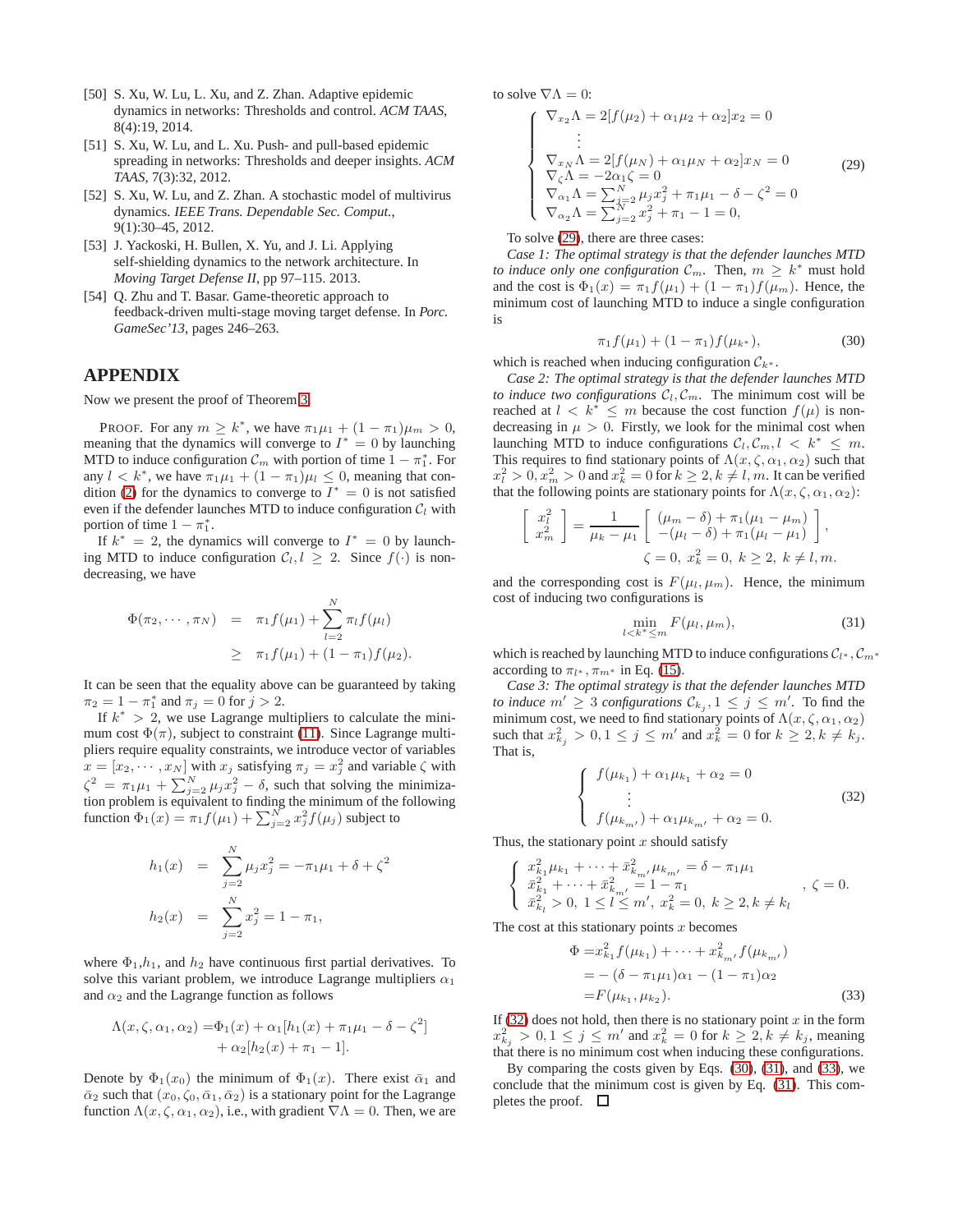[50] S. Xu, W. Lu, L. Xu, and Z. Zhan. Adaptive epidemic dynamics in networks: Thresholds and control. *ACM TAAS*, 8(4):19, 2014.

[51] S. Xu, W. Lu, and L. Xu. Push- and pull-based epidemic spreading in networks: Thresholds and deeper insights. *ACM TAAS*, 7(3):32, 2012.

[52] S. Xu, W. Lu, and Z. Zhan. A stochastic model of multivirus dynamics. *IEEE Trans. Dependable Sec. Comput.*, 9(1):30–45, 2012.

[53] J. Yackoski, H. Bullen, X. Yu, and J. Li. Applying self-shielding dynamics to the network architecture. In *Moving Target Defense II*, pp 97–115. 2013.

[54] Q. Zhu and T. Basar. Game-theoretic approach to feedback-driven multi-stage moving target defense. In *Porc. GameSec'13*, pages 246–263.

## APPENDIX

Now we present the proof of Theorem 3.

PROOF. For any $m \geq k^*$, we have $\pi_1\mu_1 + (1-\pi_1)\mu_m > 0$, meaning that the dynamics will converge to $I^* = 0$ by launching MTD to induce configuration $\mathcal{C}_m$ with portion of time $1-\pi_1^*$. For any $l < k^*$, we have $\pi_1\mu_1 + (1-\pi_1)\mu_l \leq 0$, meaning that condition (2) for the dynamics to converge to $I^* = 0$ is not satisfied even if the defender launches MTD to induce configuration $\mathcal{C}_l$ with portion of time $1-\pi_1^*$.

If $k^* = 2$, the dynamics will converge to $I^* = 0$ by launching MTD to induce configuration $\mathcal{C}_l, l \geq 2$. Since $f(\cdot)$ is non-decreasing, we have

$$
\begin{aligned}
\Phi(\pi_2, \cdots, \pi_N) &= \pi_1 f(\mu_1) + \sum_{l=2}^{N} \pi_l f(\mu_l) \\
&\geq \pi_1 f(\mu_1) + (1-\pi_1) f(\mu_2).
\end{aligned}
$$

It can be seen that the equality above can be guaranteed by taking $\pi_2 = 1 - \pi_1^*$ and $\pi_j = 0$ for $j > 2$.

If $k^* > 2$, we use Lagrange multipliers to calculate the minimum cost $\Phi(\pi)$, subject to constraint (11). Since Lagrange multipliers require equality constraints, we introduce vector of variables $x = [x_2, \cdots, x_N]$ with $x_j$ satisfying $\pi_j = x_j^2$ and variable $\zeta$ with $\zeta^2 = \pi_1\mu_1 + \sum_{j=2}^{N}\mu_j x_j^2 - \delta$, such that solving the minimization problem is equivalent to finding the minimum of the following function $\Phi_1(x) = \pi_1 f(\mu_1) + \sum_{j=2}^{N} x_j^2 f(\mu_j)$ subject to

$$
\begin{aligned}
h_1(x) &= \sum_{j=2}^{N} \mu_j x_j^2 = -\pi_1\mu_1 + \delta + \zeta^2 \\
h_2(x) &= \sum_{j=2}^{N} x_j^2 = 1 - \pi_1,
\end{aligned}
$$

where $\Phi_1$,$h_1$, and $h_2$ have continuous first partial derivatives. To solve this variant problem, we introduce Lagrange multipliers $\alpha_1$ and $\alpha_2$ and the Lagrange function as follows

$$
\begin{aligned}
\Lambda(x, \zeta, \alpha_1, \alpha_2) =& \Phi_1(x) + \alpha_1[h_1(x) + \pi_1\mu_1 - \delta - \zeta^2] \\
&+ \alpha_2[h_2(x) + \pi_1 - 1].
\end{aligned}
$$

Denote by $\Phi_1(x_0)$ the minimum of $\Phi_1(x)$. There exist $\bar{\alpha}_1$ and $\bar{\alpha}_2$ such that $(x_0, \zeta_0, \bar{\alpha}_1, \bar{\alpha}_2)$ is a stationary point for the Lagrange function $\Lambda(x, \zeta, \alpha_1, \alpha_2)$, i.e., with gradient $\nabla\Lambda = 0$. Then, we are to solve $\nabla\Lambda = 0$:

$$
\begin{cases}
\nabla_{x_2}\Lambda = 2[f(\mu_2) + \alpha_1\mu_2 + \alpha_2]x_2 = 0 \\
\quad\vdots \\
\nabla_{x_N}\Lambda = 2[f(\mu_N) + \alpha_1\mu_N + \alpha_2]x_N = 0 \\
\nabla_{\zeta}\Lambda = -2\alpha_1\zeta = 0 \\
\nabla_{\alpha_1}\Lambda = \sum_{j=2}^{N}\mu_j x_j^2 + \pi_1\mu_1 - \delta - \zeta^2 = 0 \\
\nabla_{\alpha_2}\Lambda = \sum_{j=2}^{N} x_j^2 + \pi_1 - 1 = 0,
\end{cases}
\tag{29}
$$

To solve (29), there are three cases:

*Case 1: The optimal strategy is that the defender launches MTD to induce only one configuration* $\mathcal{C}_m$. Then, $m \geq k^*$ must hold and the cost is $\Phi_1(x) = \pi_1 f(\mu_1) + (1-\pi_1) f(\mu_m)$. Hence, the minimum cost of launching MTD to induce a single configuration is

$$
\pi_1 f(\mu_1) + (1-\pi_1) f(\mu_{k^*}), \tag{30}
$$

which is reached when inducing configuration $\mathcal{C}_{k^*}$.

*Case 2: The optimal strategy is that the defender launches MTD to induce two configurations* $\mathcal{C}_l, \mathcal{C}_m$. The minimum cost will be reached at $l < k^* \leq m$ because the cost function $f(\mu)$ is nondecreasing in $\mu > 0$. Firstly, we look for the minimal cost when launching MTD to induce configurations $\mathcal{C}_l, \mathcal{C}_m, l < k^* \leq m$. This requires to find stationary points of $\Lambda(x, \zeta, \alpha_1, \alpha_2)$ such that $x_l^2 > 0, x_m^2 > 0$ and $x_k^2 = 0$ for $k \geq 2, k \neq l, m$. It can be verified that the following points are stationary points for $\Lambda(x, \zeta, \alpha_1, \alpha_2)$:

$$
\begin{bmatrix} x_l^2 \\ x_m^2 \end{bmatrix} = \frac{1}{\mu_k - \mu_l}\begin{bmatrix} (\mu_m - \delta) + \pi_1(\mu_1 - \mu_m) \\ -(\mu_l - \delta) + \pi_1(\mu_l - \mu_1) \end{bmatrix},
$$

$$
\zeta = 0,\ x_k^2 = 0,\ k \geq 2,\ k \neq l, m.
$$

and the corresponding cost is $F(\mu_l, \mu_m)$. Hence, the minimum cost of inducing two configurations is

$$
\min_{l < k^* \leq m} F(\mu_l, \mu_m), \tag{31}
$$

which is reached by launching MTD to induce configurations $\mathcal{C}_{l^*}, \mathcal{C}_{m^*}$ according to $\pi_{l^*}, \pi_{m^*}$ in Eq. (15).

*Case 3: The optimal strategy is that the defender launches MTD to induce* $m' \geq 3$ *configurations* $\mathcal{C}_{k_j}, 1 \leq j \leq m'$. To find the minimum cost, we need to find stationary points of $\Lambda(\zeta, \zeta, \alpha_1, \alpha_2)$ such that $x_{k_j}^2 > 0, 1 \leq j \leq m'$ and $x_k^2 = 0$ for $k \geq 2, k \neq k_j$. That is,

$$
\begin{cases}
f(\mu_{k_1}) + \alpha_1\mu_{k_1} + \alpha_2 = 0 \\
\quad\vdots \\
f(\mu_{k_{m'}}) + \alpha_1\mu_{k_{m'}} + \alpha_2 = 0.
\end{cases}
\tag{32}
$$

Thus, the stationary point $x$ should satisfy

$$
\begin{cases}
\bar{x}_{k_1}^2\mu_{k_1} + \cdots + \bar{x}_{k_{m'}}^2\mu_{k_{m'}} = \delta - \pi_1\mu_1 \\
\bar{x}_{k_1}^2 + \cdots + \bar{x}_{k_{m'}}^2 = 1 - \pi_1 \\
\bar{x}_{k_l}^2 > 0,\ 1 \leq l \leq m',\ x_k^2 = 0,\ k \geq 2, k \neq k_l
\end{cases}
,\ \zeta = 0.
$$

The cost at this stationary points $x$ becomes

$$
\begin{aligned}
\Phi =& x_{k_1}^2 f(\mu_{k_1}) + \cdots + x_{k_{m'}}^2 f(\mu_{k_{m'}}) \\
=& -(\delta - \pi_1\mu_1)\alpha_1 - (1-\pi_1)\alpha_2 \\
=& F(\mu_{k_1}, \mu_{k_2}).
\end{aligned}
\tag{33}
$$

If (32) does not hold, then there is no stationary point $x$ in the form $x_{k_j}^2 > 0, 1 \leq j \leq m'$ and $x_k^2 = 0$ for $k \geq 2, k \neq k_j$, meaning that there is no minimum cost when inducing these configurations.

By comparing the costs given by Eqs. (30), (31), and (33), we conclude that the minimum cost is given by Eq. (31). This completes the proof. ☐